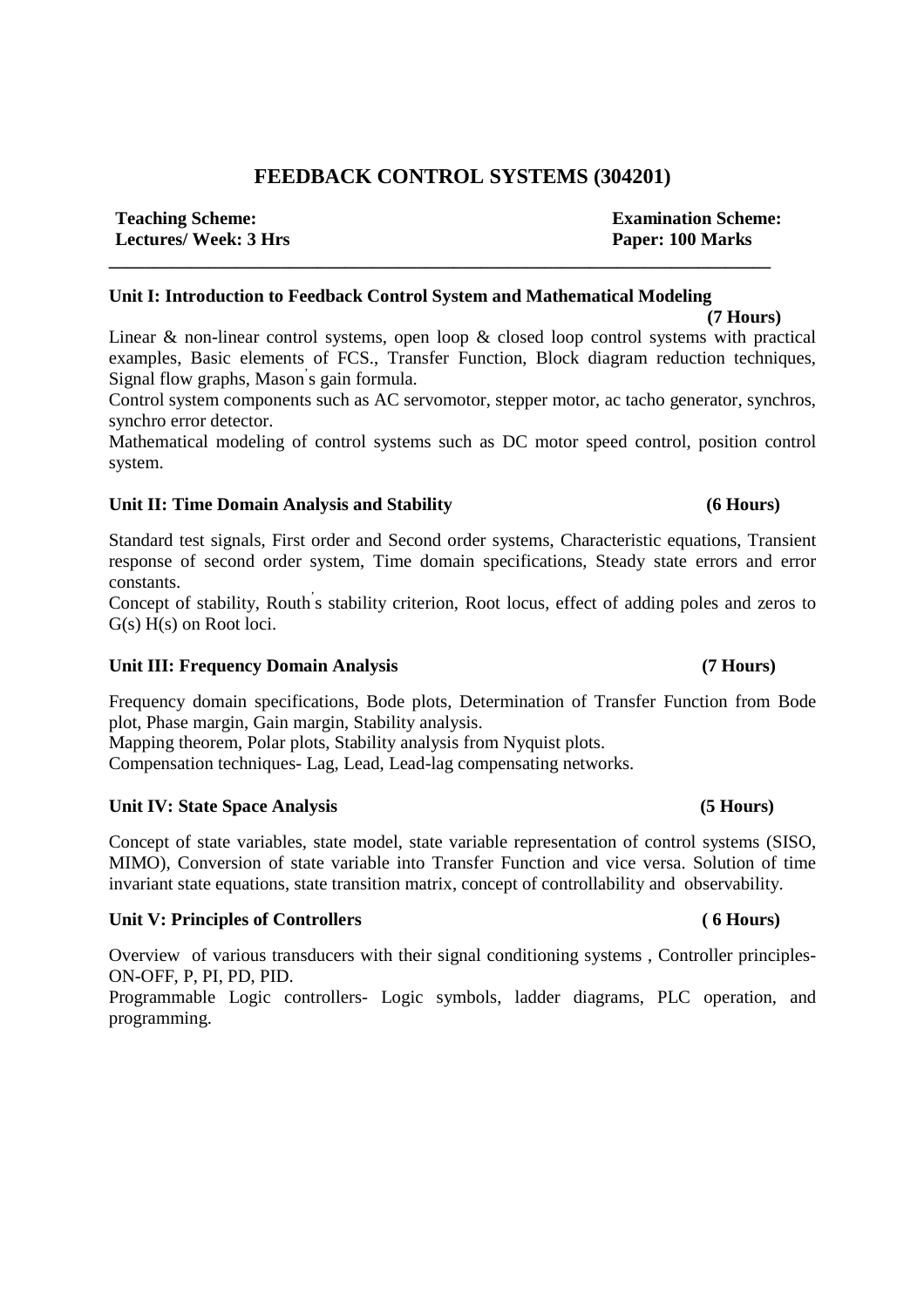# FEEDBACK CONTROL SYSTEMS (304201)

**Teaching Scheme:** **Examination Scheme:**
**Lectures/ Week: 3 Hrs** **Paper: 100 Marks**

---

### Unit I: Introduction to Feedback Control System and Mathematical Modeling (7 Hours)

Linear & non-linear control systems, open loop & closed loop control systems with practical examples, Basic elements of FCS., Transfer Function, Block diagram reduction techniques, Signal flow graphs, Mason's gain formula.

Control system components such as AC servomotor, stepper motor, ac tacho generator, synchros, synchro error detector.

Mathematical modeling of control systems such as DC motor speed control, position control system.

### Unit II: Time Domain Analysis and Stability (6 Hours)

Standard test signals, First order and Second order systems, Characteristic equations, Transient response of second order system, Time domain specifications, Steady state errors and error constants.

Concept of stability, Routh's stability criterion, Root locus, effect of adding poles and zeros to G(s) H(s) on Root loci.

### Unit III: Frequency Domain Analysis (7 Hours)

Frequency domain specifications, Bode plots, Determination of Transfer Function from Bode plot, Phase margin, Gain margin, Stability analysis.

Mapping theorem, Polar plots, Stability analysis from Nyquist plots.

Compensation techniques- Lag, Lead, Lead-lag compensating networks.

### Unit IV: State Space Analysis (5 Hours)

Concept of state variables, state model, state variable representation of control systems (SISO, MIMO), Conversion of state variable into Transfer Function and vice versa. Solution of time invariant state equations, state transition matrix, concept of controllability and observability.

### Unit V: Principles of Controllers ( 6 Hours)

Overview of various transducers with their signal conditioning systems , Controller principles- ON-OFF, P, PI, PD, PID.

Programmable Logic controllers- Logic symbols, ladder diagrams, PLC operation, and programming.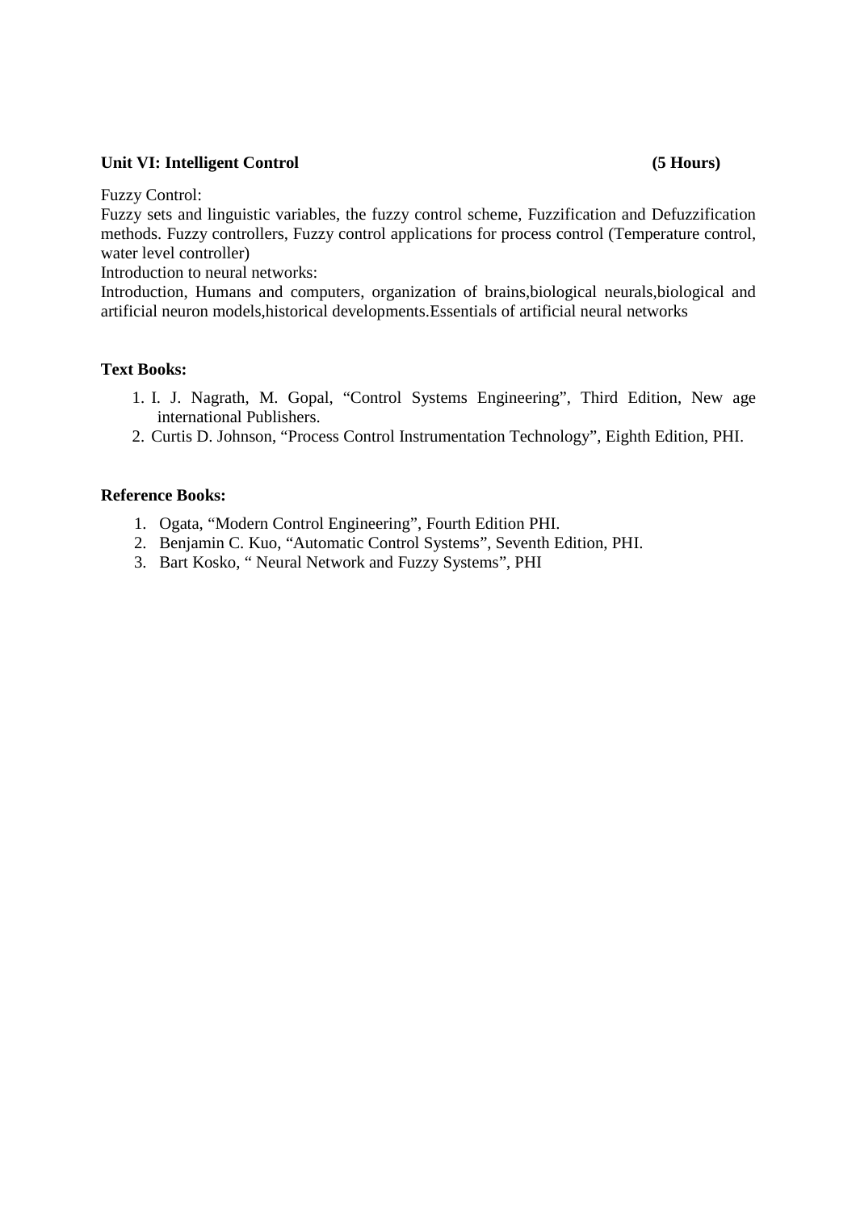**Unit VI: Intelligent Control** **(5 Hours)**

Fuzzy Control:

Fuzzy sets and linguistic variables, the fuzzy control scheme, Fuzzification and Defuzzification methods. Fuzzy controllers, Fuzzy control applications for process control (Temperature control, water level controller)

Introduction to neural networks:

Introduction, Humans and computers, organization of brains,biological neurals,biological and artificial neuron models,historical developments.Essentials of artificial neural networks

**Text Books:**

1. I. J. Nagrath, M. Gopal, "Control Systems Engineering", Third Edition, New age international Publishers.
2. Curtis D. Johnson, "Process Control Instrumentation Technology", Eighth Edition, PHI.

**Reference Books:**

1. Ogata, "Modern Control Engineering", Fourth Edition PHI.
2. Benjamin C. Kuo, "Automatic Control Systems", Seventh Edition, PHI.
3. Bart Kosko, " Neural Network and Fuzzy Systems", PHI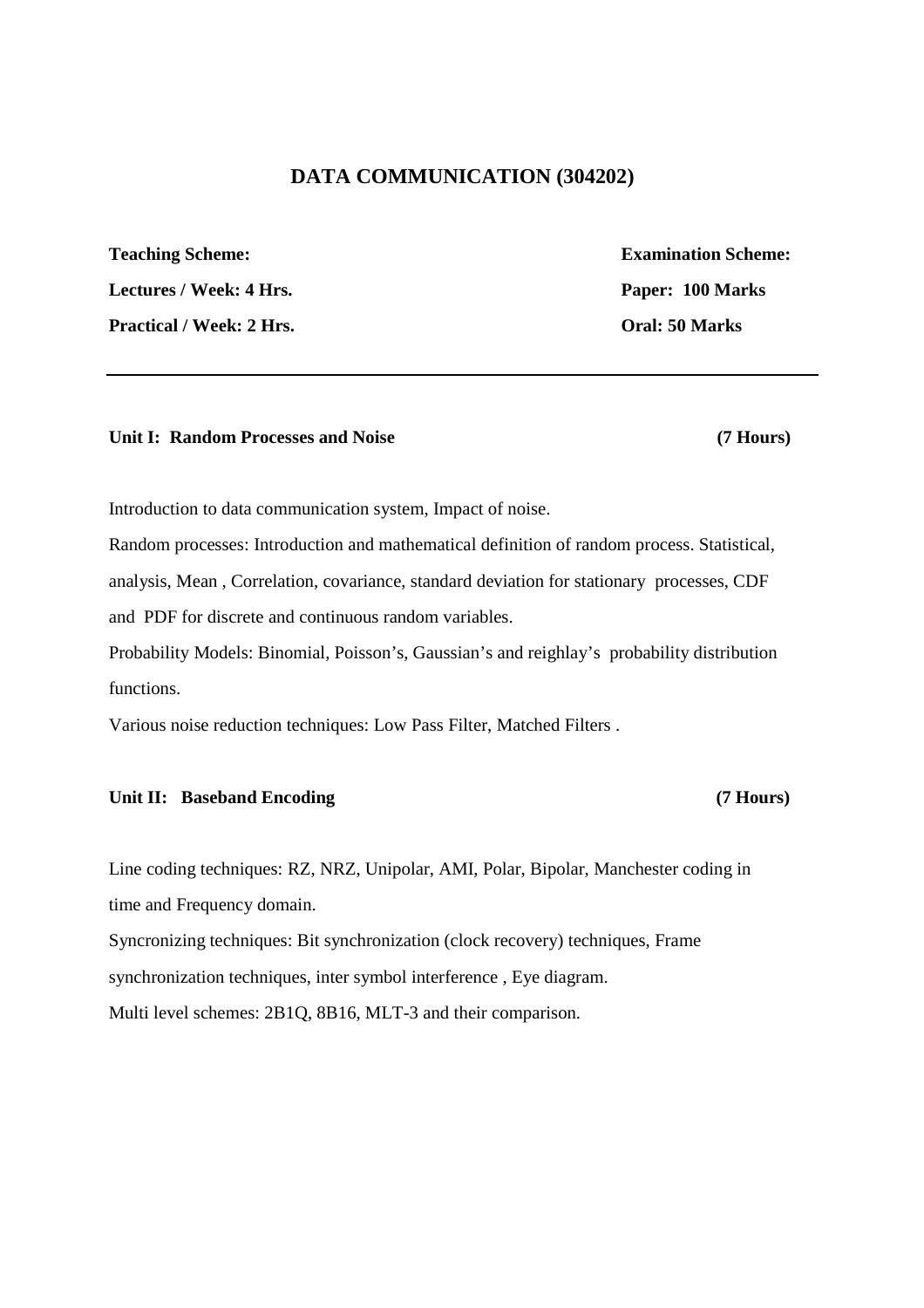# DATA COMMUNICATION (304202)

| **Teaching Scheme:** | **Examination Scheme:** |
| --- | --- |
| **Lectures / Week: 4 Hrs.** | **Paper: 100 Marks** |
| **Practical / Week: 2 Hrs.** | **Oral: 50 Marks** |

---

**Unit I: Random Processes and Noise (7 Hours)**

Introduction to data communication system, Impact of noise.

Random processes: Introduction and mathematical definition of random process. Statistical, analysis, Mean , Correlation, covariance, standard deviation for stationary processes, CDF and PDF for discrete and continuous random variables.

Probability Models: Binomial, Poisson's, Gaussian's and reighlay's probability distribution functions.

Various noise reduction techniques: Low Pass Filter, Matched Filters .

**Unit II: Baseband Encoding (7 Hours)**

Line coding techniques: RZ, NRZ, Unipolar, AMI, Polar, Bipolar, Manchester coding in time and Frequency domain.

Syncronizing techniques: Bit synchronization (clock recovery) techniques, Frame synchronization techniques, inter symbol interference , Eye diagram.

Multi level schemes: 2B1Q, 8B16, MLT-3 and their comparison.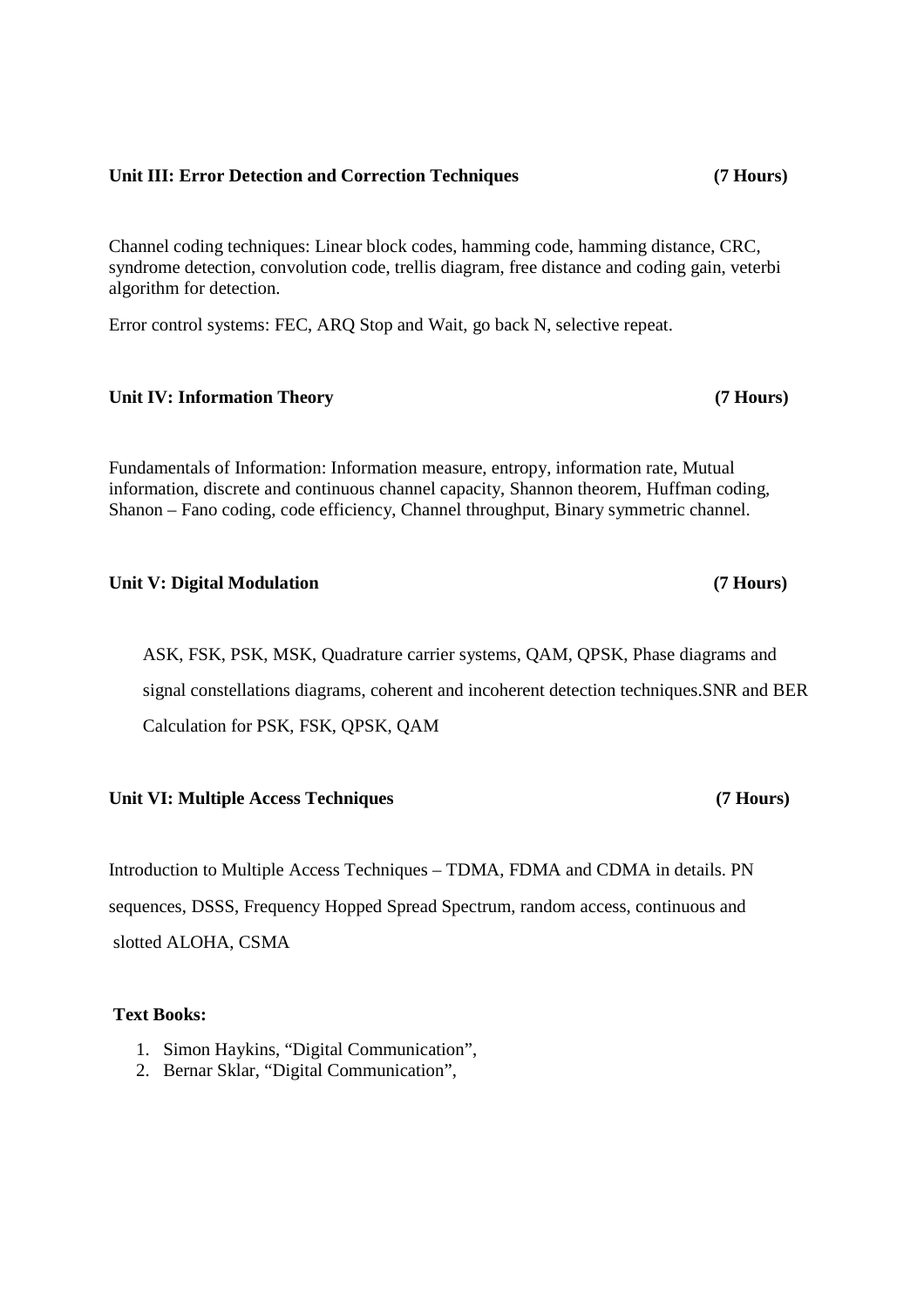**Unit III: Error Detection and Correction Techniques (7 Hours)**

Channel coding techniques: Linear block codes, hamming code, hamming distance, CRC, syndrome detection, convolution code, trellis diagram, free distance and coding gain, veterbi algorithm for detection.

Error control systems: FEC, ARQ Stop and Wait, go back N, selective repeat.

**Unit IV: Information Theory (7 Hours)**

Fundamentals of Information: Information measure, entropy, information rate, Mutual information, discrete and continuous channel capacity, Shannon theorem, Huffman coding, Shanon – Fano coding, code efficiency, Channel throughput, Binary symmetric channel.

**Unit V: Digital Modulation (7 Hours)**

ASK, FSK, PSK, MSK, Quadrature carrier systems, QAM, QPSK, Phase diagrams and signal constellations diagrams, coherent and incoherent detection techniques.SNR and BER Calculation for PSK, FSK, QPSK, QAM

**Unit VI: Multiple Access Techniques (7 Hours)**

Introduction to Multiple Access Techniques – TDMA, FDMA and CDMA in details. PN sequences, DSSS, Frequency Hopped Spread Spectrum, random access, continuous and slotted ALOHA, CSMA

**Text Books:**

1. Simon Haykins, "Digital Communication",
2. Bernar Sklar, "Digital Communication",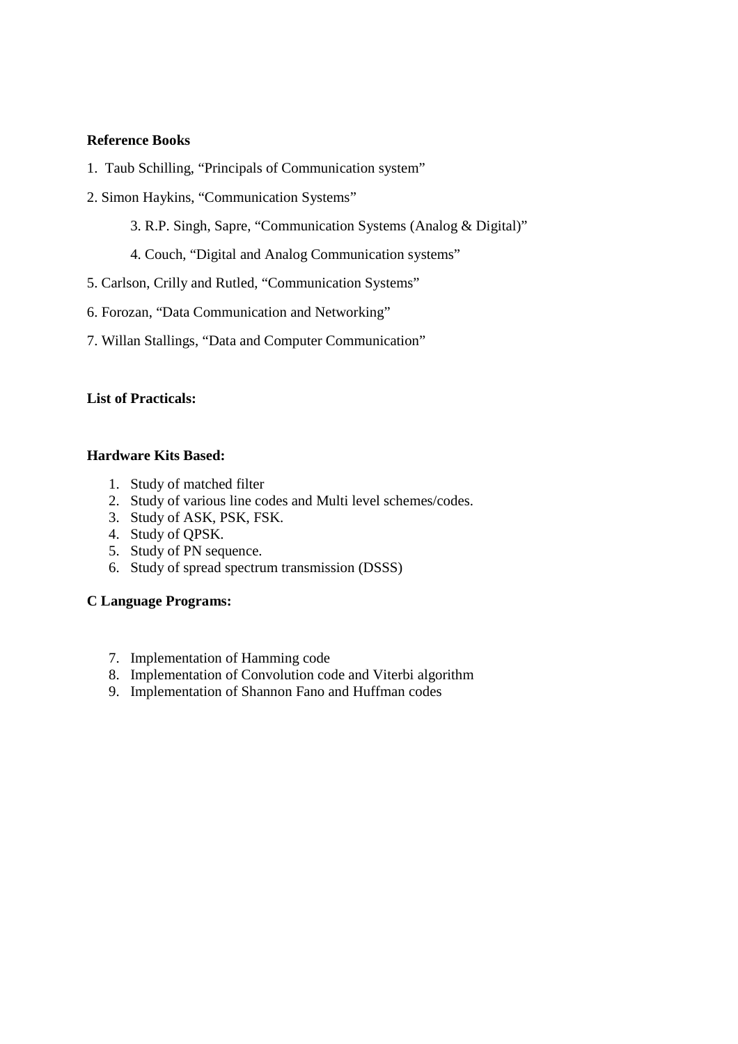**Reference Books**

1. Taub Schilling, “Principals of Communication system”
2. Simon Haykins, “Communication Systems”
3. R.P. Singh, Sapre, “Communication Systems (Analog & Digital)”
4. Couch, “Digital and Analog Communication systems”
5. Carlson, Crilly and Rutled, “Communication Systems”
6. Forozan, “Data Communication and Networking”
7. Willan Stallings, “Data and Computer Communication”

**List of Practicals:**

**Hardware Kits Based:**

1. Study of matched filter
2. Study of various line codes and Multi level schemes/codes.
3. Study of ASK, PSK, FSK.
4. Study of QPSK.
5. Study of PN sequence.
6. Study of spread spectrum transmission (DSSS)

**C Language Programs:**

7. Implementation of Hamming code
8. Implementation of Convolution code and Viterbi algorithm
9. Implementation of Shannon Fano and Huffman codes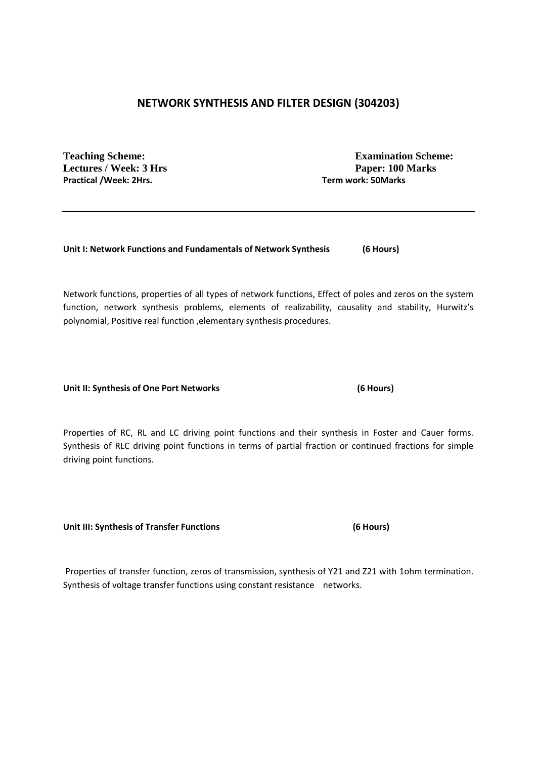# NETWORK SYNTHESIS AND FILTER DESIGN (304203)

**Teaching Scheme:**
**Lectures / Week: 3 Hrs**
**Practical /Week: 2Hrs.**

**Examination Scheme:**
**Paper: 100 Marks**
**Term work: 50Marks**

---

**Unit I: Network Functions and Fundamentals of Network Synthesis (6 Hours)**

Network functions, properties of all types of network functions, Effect of poles and zeros on the system function, network synthesis problems, elements of realizability, causality and stability, Hurwitz's polynomial, Positive real function ,elementary synthesis procedures.

**Unit II: Synthesis of One Port Networks (6 Hours)**

Properties of RC, RL and LC driving point functions and their synthesis in Foster and Cauer forms. Synthesis of RLC driving point functions in terms of partial fraction or continued fractions for simple driving point functions.

**Unit III: Synthesis of Transfer Functions (6 Hours)**

Properties of transfer function, zeros of transmission, synthesis of Y21 and Z21 with 1ohm termination. Synthesis of voltage transfer functions using constant resistance networks.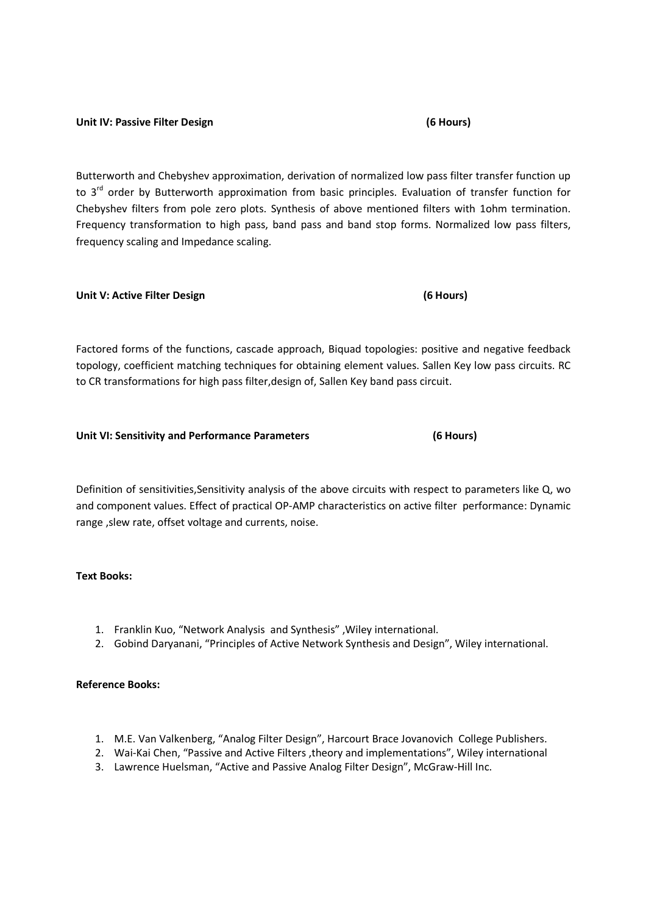**Unit IV: Passive Filter Design (6 Hours)**

Butterworth and Chebyshev approximation, derivation of normalized low pass filter transfer function up to 3[rd] order by Butterworth approximation from basic principles. Evaluation of transfer function for Chebyshev filters from pole zero plots. Synthesis of above mentioned filters with 1ohm termination. Frequency transformation to high pass, band pass and band stop forms. Normalized low pass filters, frequency scaling and Impedance scaling.

**Unit V: Active Filter Design (6 Hours)**

Factored forms of the functions, cascade approach, Biquad topologies: positive and negative feedback topology, coefficient matching techniques for obtaining element values. Sallen Key low pass circuits. RC to CR transformations for high pass filter,design of, Sallen Key band pass circuit.

**Unit VI: Sensitivity and Performance Parameters (6 Hours)**

Definition of sensitivities,Sensitivity analysis of the above circuits with respect to parameters like Q, wo and component values. Effect of practical OP-AMP characteristics on active filter performance: Dynamic range ,slew rate, offset voltage and currents, noise.

**Text Books:**

1. Franklin Kuo, "Network Analysis and Synthesis" ,Wiley international.
2. Gobind Daryanani, "Principles of Active Network Synthesis and Design", Wiley international.

**Reference Books:**

1. M.E. Van Valkenberg, "Analog Filter Design", Harcourt Brace Jovanovich College Publishers.
2. Wai-Kai Chen, "Passive and Active Filters ,theory and implementations", Wiley international
3. Lawrence Huelsman, "Active and Passive Analog Filter Design", McGraw-Hill Inc.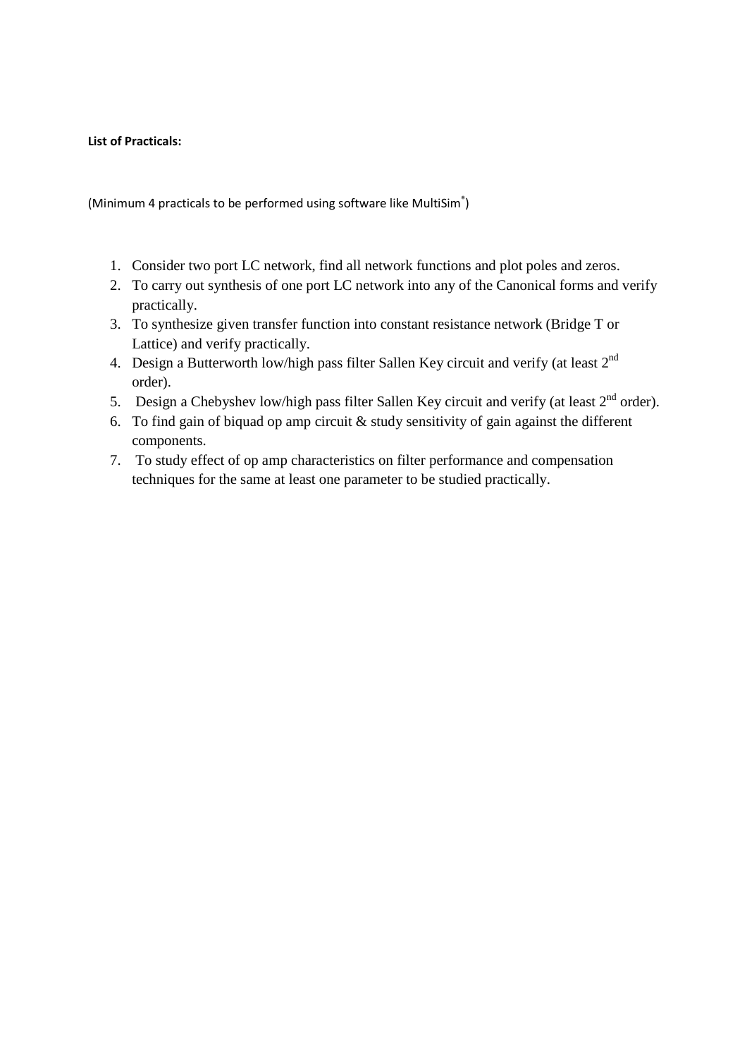**List of Practicals:**

(Minimum 4 practicals to be performed using software like MultiSim[*])

1. Consider two port LC network, find all network functions and plot poles and zeros.
2. To carry out synthesis of one port LC network into any of the Canonical forms and verify practically.
3. To synthesize given transfer function into constant resistance network (Bridge T or Lattice) and verify practically.
4. Design a Butterworth low/high pass filter Sallen Key circuit and verify (at least $2^{nd}$ order).
5. Design a Chebyshev low/high pass filter Sallen Key circuit and verify (at least $2^{nd}$ order).
6. To find gain of biquad op amp circuit & study sensitivity of gain against the different components.
7. To study effect of op amp characteristics on filter performance and compensation techniques for the same at least one parameter to be studied practically.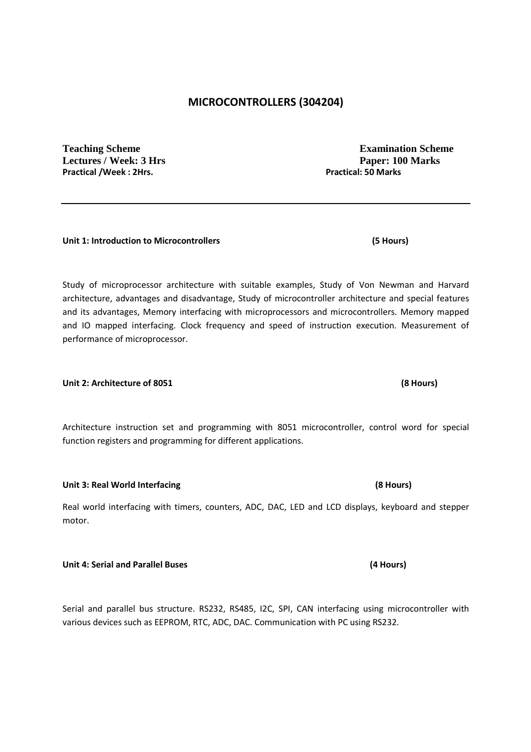## MICROCONTROLLERS (304204)

**Teaching Scheme**
**Lectures / Week: 3 Hrs**
**Practical /Week : 2Hrs.**

**Examination Scheme**
**Paper: 100 Marks**
**Practical: 50 Marks**

---

**Unit 1: Introduction to Microcontrollers (5 Hours)**

Study of microprocessor architecture with suitable examples, Study of Von Newman and Harvard architecture, advantages and disadvantage, Study of microcontroller architecture and special features and its advantages, Memory interfacing with microprocessors and microcontrollers. Memory mapped and IO mapped interfacing. Clock frequency and speed of instruction execution. Measurement of performance of microprocessor.

**Unit 2: Architecture of 8051 (8 Hours)**

Architecture instruction set and programming with 8051 microcontroller, control word for special function registers and programming for different applications.

**Unit 3: Real World Interfacing (8 Hours)**

Real world interfacing with timers, counters, ADC, DAC, LED and LCD displays, keyboard and stepper motor.

**Unit 4: Serial and Parallel Buses (4 Hours)**

Serial and parallel bus structure. RS232, RS485, I2C, SPI, CAN interfacing using microcontroller with various devices such as EEPROM, RTC, ADC, DAC. Communication with PC using RS232.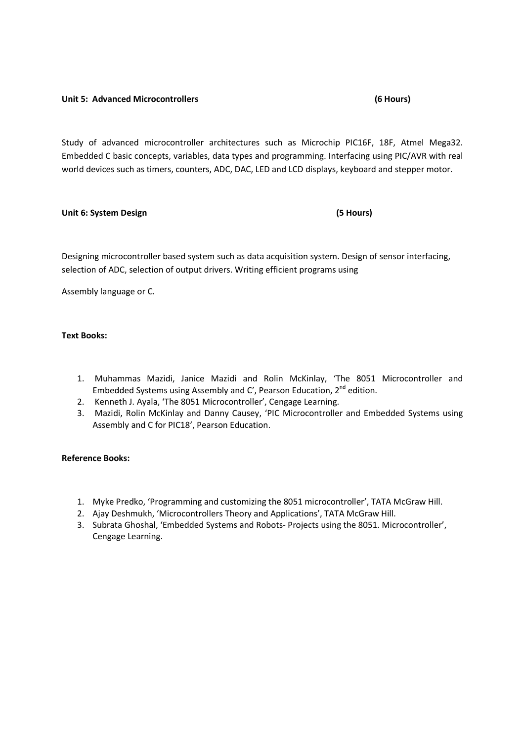**Unit 5: Advanced Microcontrollers (6 Hours)**

Study of advanced microcontroller architectures such as Microchip PIC16F, 18F, Atmel Mega32. Embedded C basic concepts, variables, data types and programming. Interfacing using PIC/AVR with real world devices such as timers, counters, ADC, DAC, LED and LCD displays, keyboard and stepper motor.

**Unit 6: System Design (5 Hours)**

Designing microcontroller based system such as data acquisition system. Design of sensor interfacing, selection of ADC, selection of output drivers. Writing efficient programs using

Assembly language or C.

**Text Books:**

1. Muhammas Mazidi, Janice Mazidi and Rolin McKinlay, 'The 8051 Microcontroller and Embedded Systems using Assembly and C', Pearson Education, 2nd edition.
2. Kenneth J. Ayala, 'The 8051 Microcontroller', Cengage Learning.
3. Mazidi, Rolin McKinlay and Danny Causey, 'PIC Microcontroller and Embedded Systems using Assembly and C for PIC18', Pearson Education.

**Reference Books:**

1. Myke Predko, 'Programming and customizing the 8051 microcontroller', TATA McGraw Hill.
2. Ajay Deshmukh, 'Microcontrollers Theory and Applications', TATA McGraw Hill.
3. Subrata Ghoshal, 'Embedded Systems and Robots- Projects using the 8051. Microcontroller', Cengage Learning.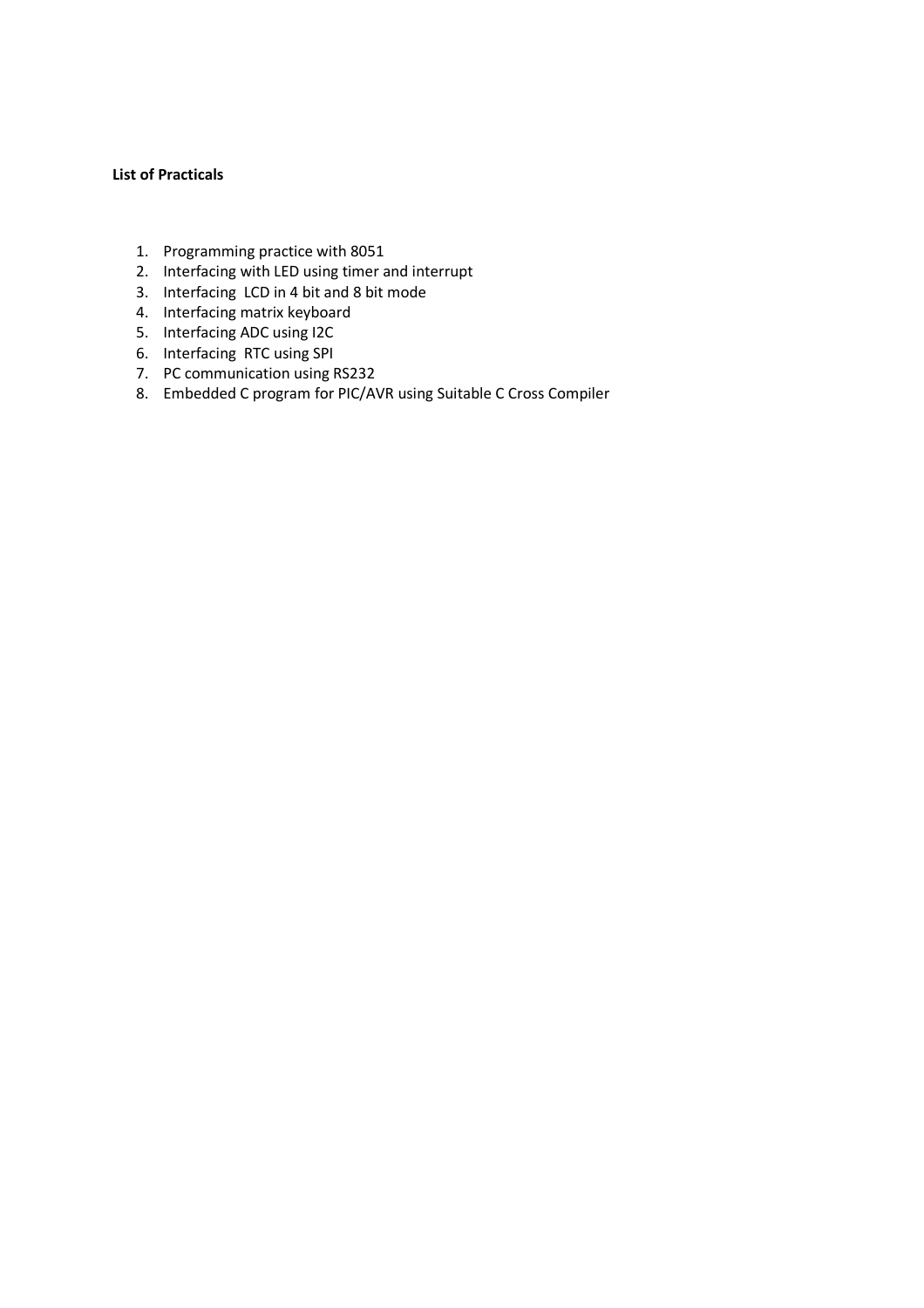**List of Practicals**

1. Programming practice with 8051
2. Interfacing with LED using timer and interrupt
3. Interfacing LCD in 4 bit and 8 bit mode
4. Interfacing matrix keyboard
5. Interfacing ADC using I2C
6. Interfacing RTC using SPI
7. PC communication using RS232
8. Embedded C program for PIC/AVR using Suitable C Cross Compiler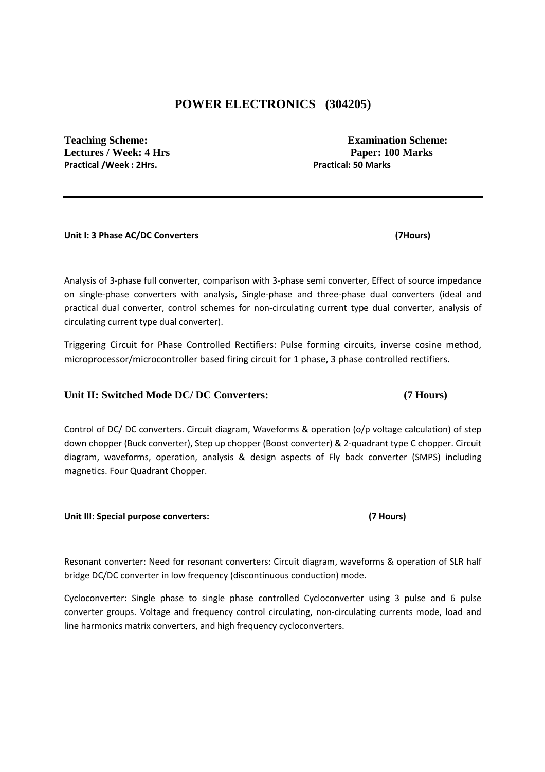# POWER ELECTRONICS (304205)

**Teaching Scheme:**
**Lectures / Week: 4 Hrs**
**Practical /Week : 2Hrs.**

**Examination Scheme:**
**Paper: 100 Marks**
**Practical: 50 Marks**

---

**Unit I: 3 Phase AC/DC Converters (7Hours)**

Analysis of 3-phase full converter, comparison with 3-phase semi converter, Effect of source impedance on single-phase converters with analysis, Single-phase and three-phase dual converters (ideal and practical dual converter, control schemes for non-circulating current type dual converter, analysis of circulating current type dual converter).

Triggering Circuit for Phase Controlled Rectifiers: Pulse forming circuits, inverse cosine method, microprocessor/microcontroller based firing circuit for 1 phase, 3 phase controlled rectifiers.

**Unit II: Switched Mode DC/ DC Converters: (7 Hours)**

Control of DC/ DC converters. Circuit diagram, Waveforms & operation (o/p voltage calculation) of step down chopper (Buck converter), Step up chopper (Boost converter) & 2-quadrant type C chopper. Circuit diagram, waveforms, operation, analysis & design aspects of Fly back converter (SMPS) including magnetics. Four Quadrant Chopper.

**Unit III: Special purpose converters: (7 Hours)**

Resonant converter: Need for resonant converters: Circuit diagram, waveforms & operation of SLR half bridge DC/DC converter in low frequency (discontinuous conduction) mode.

Cycloconverter: Single phase to single phase controlled Cycloconverter using 3 pulse and 6 pulse converter groups. Voltage and frequency control circulating, non-circulating currents mode, load and line harmonics matrix converters, and high frequency cycloconverters.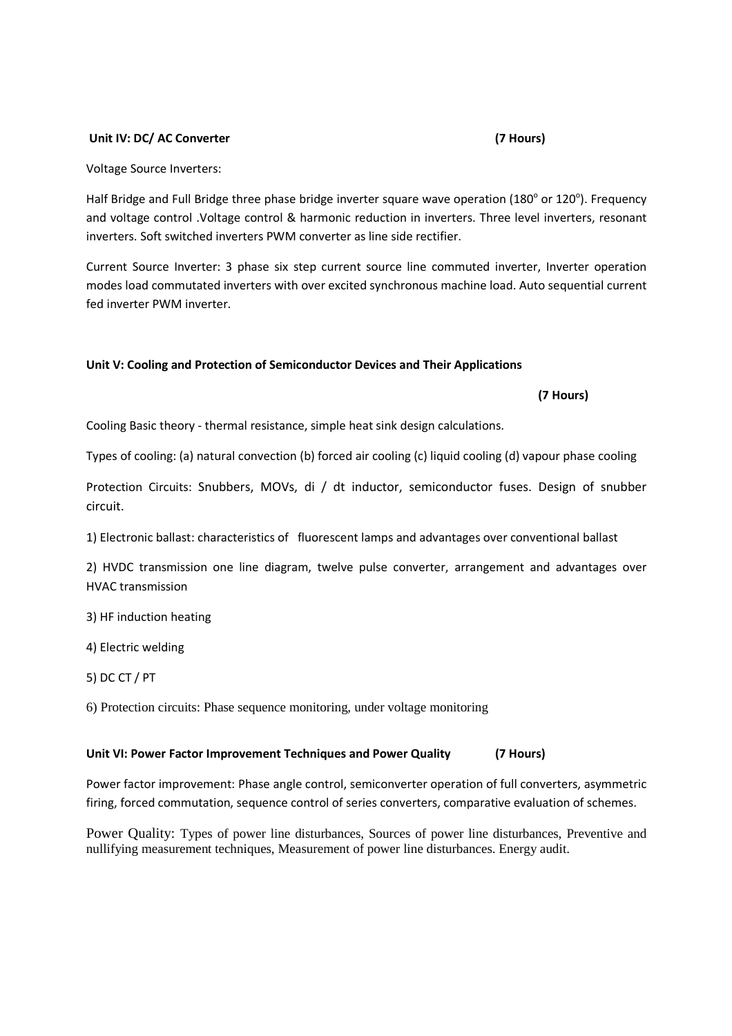**Unit IV: DC/ AC Converter (7 Hours)**

Voltage Source Inverters:

Half Bridge and Full Bridge three phase bridge inverter square wave operation (180$^{o}$ or 120$^{o}$). Frequency and voltage control .Voltage control & harmonic reduction in inverters. Three level inverters, resonant inverters. Soft switched inverters PWM converter as line side rectifier.

Current Source Inverter: 3 phase six step current source line commuted inverter, Inverter operation modes load commutated inverters with over excited synchronous machine load. Auto sequential current fed inverter PWM inverter.

**Unit V: Cooling and Protection of Semiconductor Devices and Their Applications**

**(7 Hours)**

Cooling Basic theory - thermal resistance, simple heat sink design calculations.

Types of cooling: (a) natural convection (b) forced air cooling (c) liquid cooling (d) vapour phase cooling

Protection Circuits: Snubbers, MOVs, di / dt inductor, semiconductor fuses. Design of snubber circuit.

1) Electronic ballast: characteristics of fluorescent lamps and advantages over conventional ballast

2) HVDC transmission one line diagram, twelve pulse converter, arrangement and advantages over HVAC transmission

3) HF induction heating

4) Electric welding

5) DC CT / PT

6) Protection circuits: Phase sequence monitoring, under voltage monitoring

**Unit VI: Power Factor Improvement Techniques and Power Quality (7 Hours)**

Power factor improvement: Phase angle control, semiconverter operation of full converters, asymmetric firing, forced commutation, sequence control of series converters, comparative evaluation of schemes.

Power Quality: Types of power line disturbances, Sources of power line disturbances, Preventive and nullifying measurement techniques, Measurement of power line disturbances. Energy audit.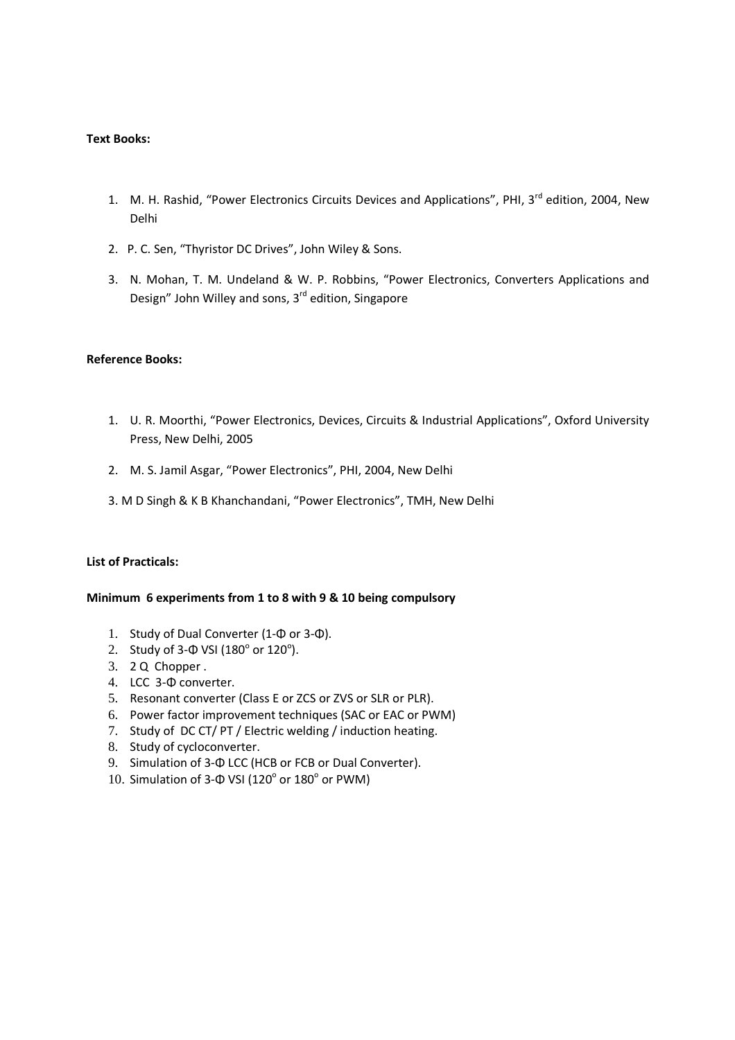**Text Books:**

1. M. H. Rashid, "Power Electronics Circuits Devices and Applications", PHI, 3rd edition, 2004, New Delhi
2. P. C. Sen, "Thyristor DC Drives", John Wiley & Sons.
3. N. Mohan, T. M. Undeland & W. P. Robbins, "Power Electronics, Converters Applications and Design" John Willey and sons, 3rd edition, Singapore

**Reference Books:**

1. U. R. Moorthi, "Power Electronics, Devices, Circuits & Industrial Applications", Oxford University Press, New Delhi, 2005
2. M. S. Jamil Asgar, "Power Electronics", PHI, 2004, New Delhi
3. M D Singh & K B Khanchandani, "Power Electronics", TMH, New Delhi

**List of Practicals:**

**Minimum 6 experiments from 1 to 8 with 9 & 10 being compulsory**

1. Study of Dual Converter (1-Φ or 3-Φ).
2. Study of 3-Φ VSI ($180^o$ or $120^o$).
3. 2 Q Chopper .
4. LCC 3-Φ converter.
5. Resonant converter (Class E or ZCS or ZVS or SLR or PLR).
6. Power factor improvement techniques (SAC or EAC or PWM)
7. Study of DC CT/ PT / Electric welding / induction heating.
8. Study of cycloconverter.
9. Simulation of 3-Φ LCC (HCB or FCB or Dual Converter).
10. Simulation of 3-Φ VSI ($120^o$ or $180^o$ or PWM)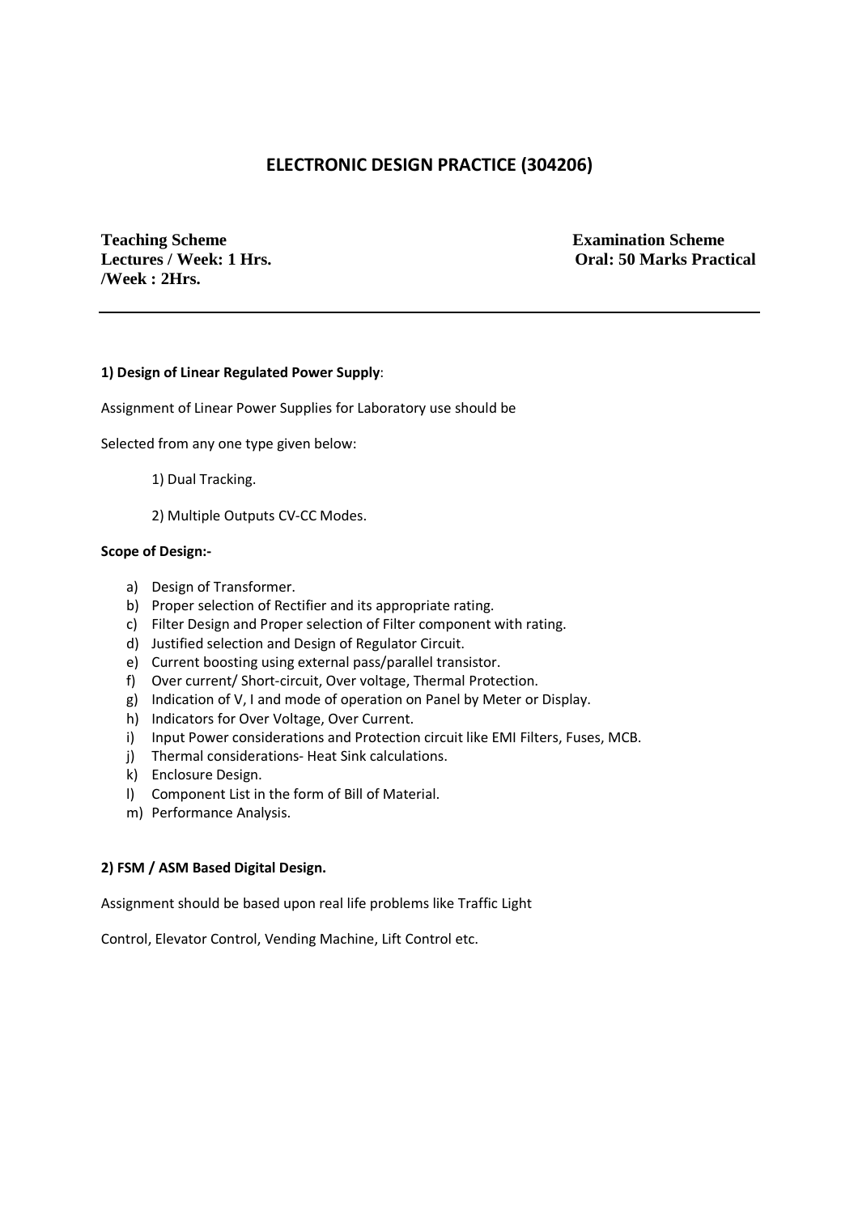# ELECTRONIC DESIGN PRACTICE (304206)

**Teaching Scheme**
**Lectures / Week: 1 Hrs.**
**Practical /Week : 2Hrs.**

**Examination Scheme**
**Oral: 50 Marks**

---

**1) Design of Linear Regulated Power Supply**:

Assignment of Linear Power Supplies for Laboratory use should be

Selected from any one type given below:

1) Dual Tracking.

2) Multiple Outputs CV-CC Modes.

**Scope of Design:-**

a) Design of Transformer.
b) Proper selection of Rectifier and its appropriate rating.
c) Filter Design and Proper selection of Filter component with rating.
d) Justified selection and Design of Regulator Circuit.
e) Current boosting using external pass/parallel transistor.
f) Over current/ Short-circuit, Over voltage, Thermal Protection.
g) Indication of V, I and mode of operation on Panel by Meter or Display.
h) Indicators for Over Voltage, Over Current.
i) Input Power considerations and Protection circuit like EMI Filters, Fuses, MCB.
j) Thermal considerations- Heat Sink calculations.
k) Enclosure Design.
l) Component List in the form of Bill of Material.
m) Performance Analysis.

**2) FSM / ASM Based Digital Design.**

Assignment should be based upon real life problems like Traffic Light

Control, Elevator Control, Vending Machine, Lift Control etc.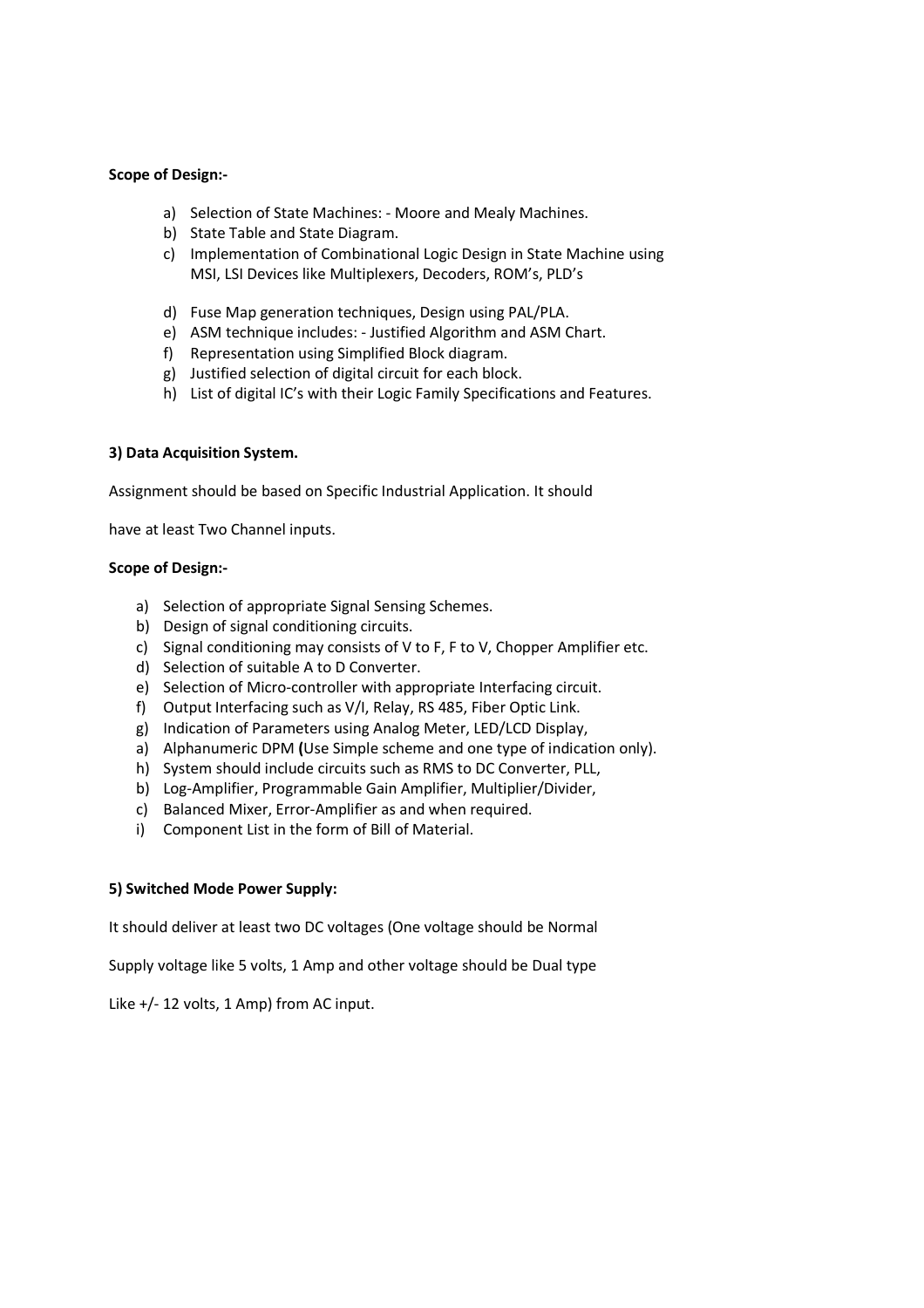**Scope of Design:-**

a) Selection of State Machines: - Moore and Mealy Machines.
b) State Table and State Diagram.
c) Implementation of Combinational Logic Design in State Machine using MSI, LSI Devices like Multiplexers, Decoders, ROM's, PLD's

d) Fuse Map generation techniques, Design using PAL/PLA.
e) ASM technique includes: - Justified Algorithm and ASM Chart.
f) Representation using Simplified Block diagram.
g) Justified selection of digital circuit for each block.
h) List of digital IC's with their Logic Family Specifications and Features.

**3) Data Acquisition System.**

Assignment should be based on Specific Industrial Application. It should

have at least Two Channel inputs.

**Scope of Design:-**

a) Selection of appropriate Signal Sensing Schemes.
b) Design of signal conditioning circuits.
c) Signal conditioning may consists of V to F, F to V, Chopper Amplifier etc.
d) Selection of suitable A to D Converter.
e) Selection of Micro-controller with appropriate Interfacing circuit.
f) Output Interfacing such as V/I, Relay, RS 485, Fiber Optic Link.
g) Indication of Parameters using Analog Meter, LED/LCD Display,
a) Alphanumeric DPM **(**Use Simple scheme and one type of indication only).
h) System should include circuits such as RMS to DC Converter, PLL,
b) Log-Amplifier, Programmable Gain Amplifier, Multiplier/Divider,
c) Balanced Mixer, Error-Amplifier as and when required.
i) Component List in the form of Bill of Material.

**5) Switched Mode Power Supply:**

It should deliver at least two DC voltages (One voltage should be Normal

Supply voltage like 5 volts, 1 Amp and other voltage should be Dual type

Like +/- 12 volts, 1 Amp) from AC input.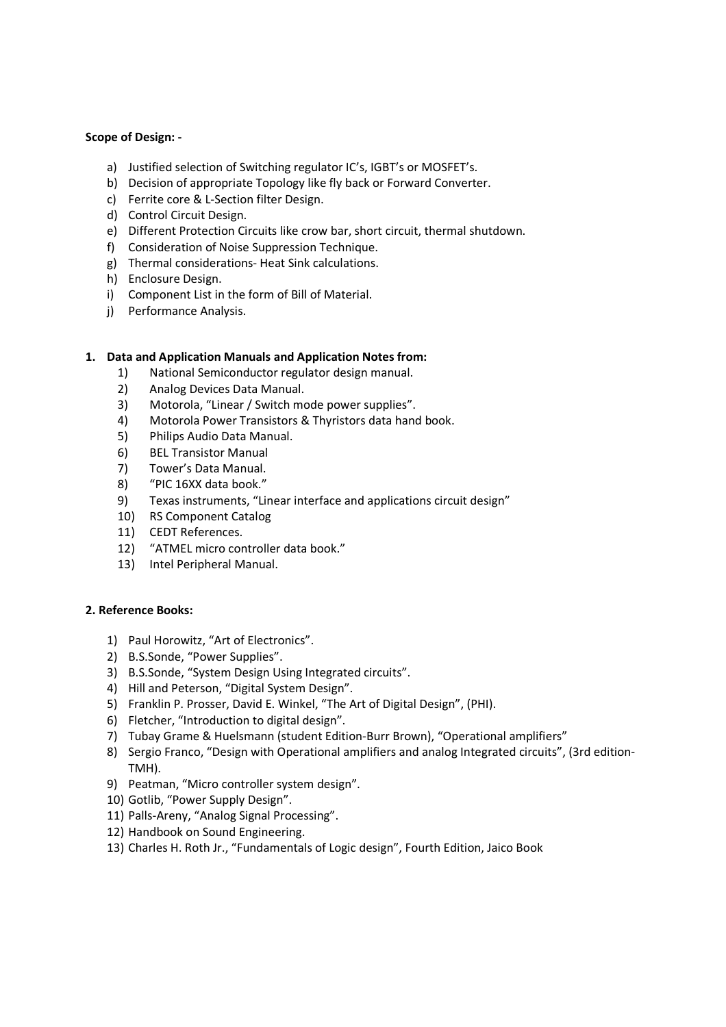**Scope of Design: -**

a) Justified selection of Switching regulator IC's, IGBT's or MOSFET's.
b) Decision of appropriate Topology like fly back or Forward Converter.
c) Ferrite core & L-Section filter Design.
d) Control Circuit Design.
e) Different Protection Circuits like crow bar, short circuit, thermal shutdown.
f) Consideration of Noise Suppression Technique.
g) Thermal considerations- Heat Sink calculations.
h) Enclosure Design.
i) Component List in the form of Bill of Material.
j) Performance Analysis.

**1. Data and Application Manuals and Application Notes from:**

1) National Semiconductor regulator design manual.
2) Analog Devices Data Manual.
3) Motorola, "Linear / Switch mode power supplies".
4) Motorola Power Transistors & Thyristors data hand book.
5) Philips Audio Data Manual.
6) BEL Transistor Manual
7) Tower's Data Manual.
8) "PIC 16XX data book."
9) Texas instruments, "Linear interface and applications circuit design"
10) RS Component Catalog
11) CEDT References.
12) "ATMEL micro controller data book."
13) Intel Peripheral Manual.

**2. Reference Books:**

1) Paul Horowitz, "Art of Electronics".
2) B.S.Sonde, "Power Supplies".
3) B.S.Sonde, "System Design Using Integrated circuits".
4) Hill and Peterson, "Digital System Design".
5) Franklin P. Prosser, David E. Winkel, "The Art of Digital Design", (PHI).
6) Fletcher, "Introduction to digital design".
7) Tubay Grame & Huelsmann (student Edition-Burr Brown), "Operational amplifiers"
8) Sergio Franco, "Design with Operational amplifiers and analog Integrated circuits", (3rd edition-TMH).
9) Peatman, "Micro controller system design".
10) Gotlib, "Power Supply Design".
11) Palls-Areny, "Analog Signal Processing".
12) Handbook on Sound Engineering.
13) Charles H. Roth Jr., "Fundamentals of Logic design", Fourth Edition, Jaico Book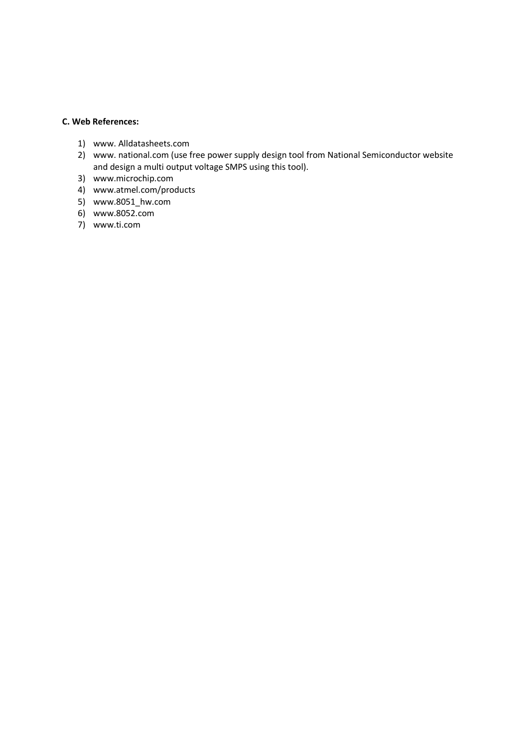**C. Web References:**

1) www. Alldatasheets.com
2) www. national.com (use free power supply design tool from National Semiconductor website and design a multi output voltage SMPS using this tool).
3) www.microchip.com
4) www.atmel.com/products
5) www.8051_hw.com
6) www.8052.com
7) www.ti.com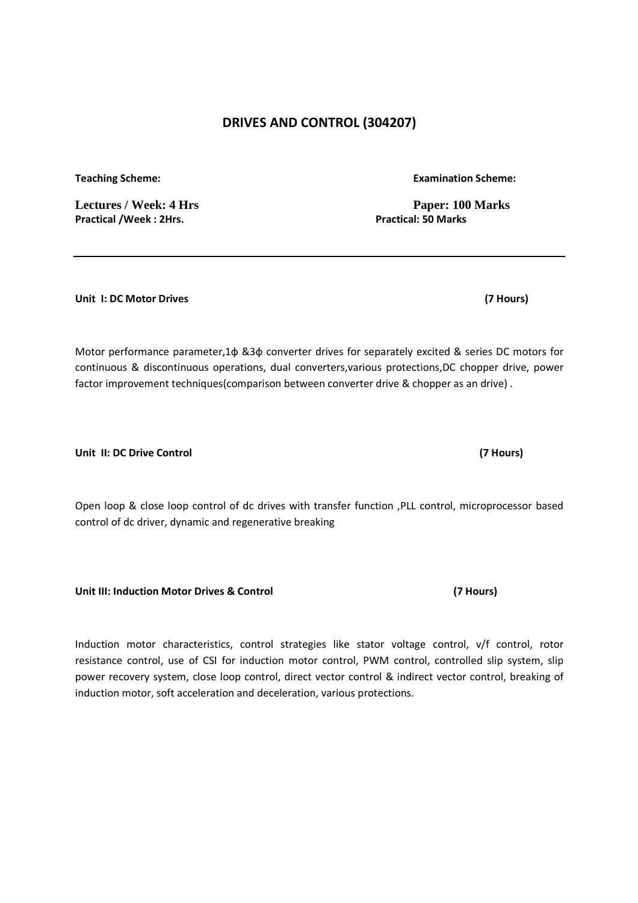## DRIVES AND CONTROL (304207)

| **Teaching Scheme:** | **Examination Scheme:** |
|---|---|
| **Lectures / Week: 4 Hrs** | **Paper: 100 Marks** |
| **Practical /Week : 2Hrs.** | **Practical: 50 Marks** |

---

**Unit I: DC Motor Drives (7 Hours)**

Motor performance parameter,1ϕ &3ϕ converter drives for separately excited & series DC motors for continuous & discontinuous operations, dual converters,various protections,DC chopper drive, power factor improvement techniques(comparison between converter drive & chopper as an drive) .

**Unit II: DC Drive Control (7 Hours)**

Open loop & close loop control of dc drives with transfer function ,PLL control, microprocessor based control of dc driver, dynamic and regenerative breaking

**Unit III: Induction Motor Drives & Control (7 Hours)**

Induction motor characteristics, control strategies like stator voltage control, v/f control, rotor resistance control, use of CSI for induction motor control, PWM control, controlled slip system, slip power recovery system, close loop control, direct vector control & indirect vector control, breaking of induction motor, soft acceleration and deceleration, various protections.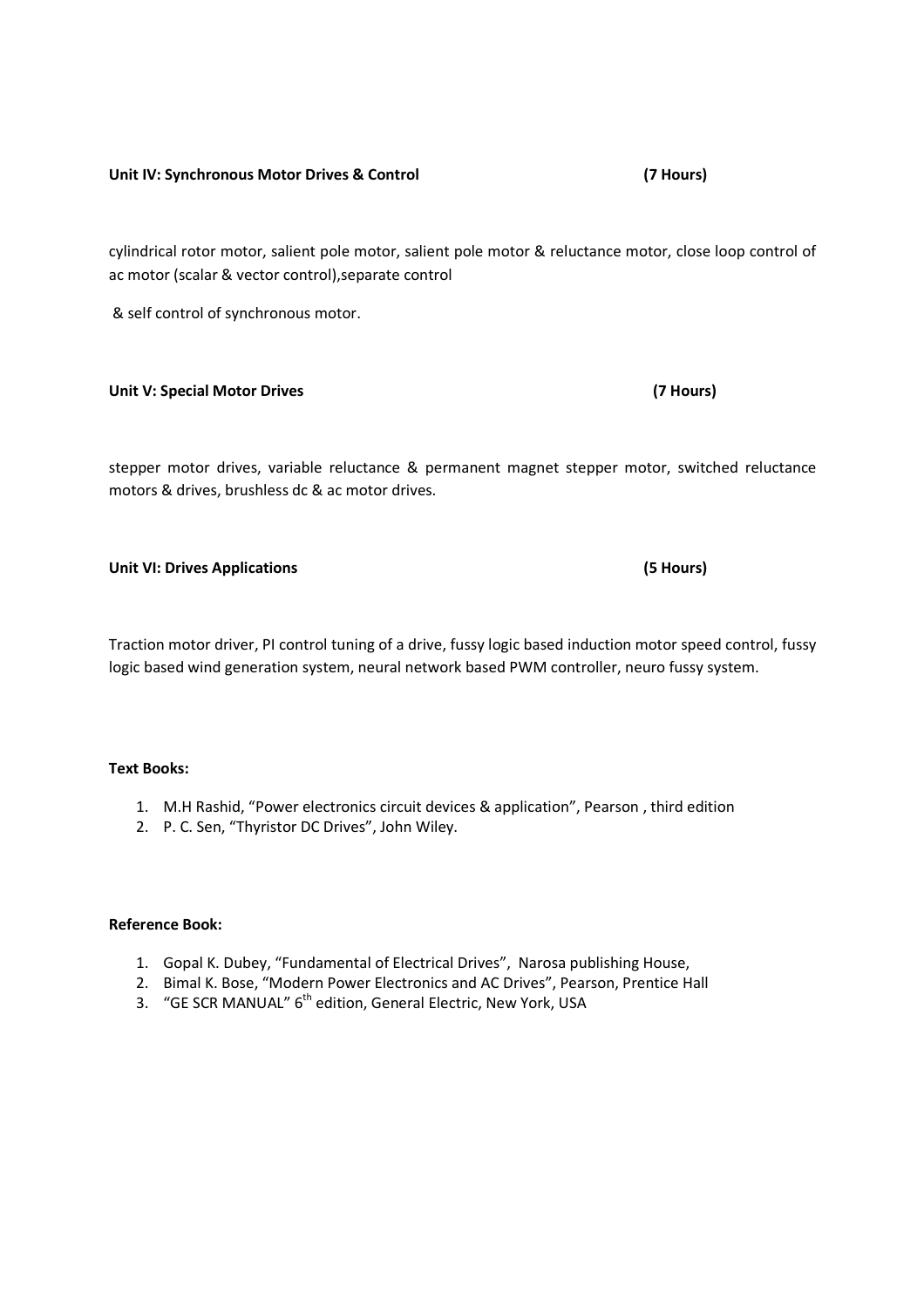**Unit IV: Synchronous Motor Drives & Control (7 Hours)**

cylindrical rotor motor, salient pole motor, salient pole motor & reluctance motor, close loop control of ac motor (scalar & vector control),separate control

& self control of synchronous motor.

**Unit V: Special Motor Drives (7 Hours)**

stepper motor drives, variable reluctance & permanent magnet stepper motor, switched reluctance motors & drives, brushless dc & ac motor drives.

**Unit VI: Drives Applications (5 Hours)**

Traction motor driver, PI control tuning of a drive, fussy logic based induction motor speed control, fussy logic based wind generation system, neural network based PWM controller, neuro fussy system.

**Text Books:**

1. M.H Rashid, "Power electronics circuit devices & application", Pearson , third edition
2. P. C. Sen, "Thyristor DC Drives", John Wiley.

**Reference Book:**

1. Gopal K. Dubey, "Fundamental of Electrical Drives", Narosa publishing House,
2. Bimal K. Bose, "Modern Power Electronics and AC Drives", Pearson, Prentice Hall
3. "GE SCR MANUAL" 6th edition, General Electric, New York, USA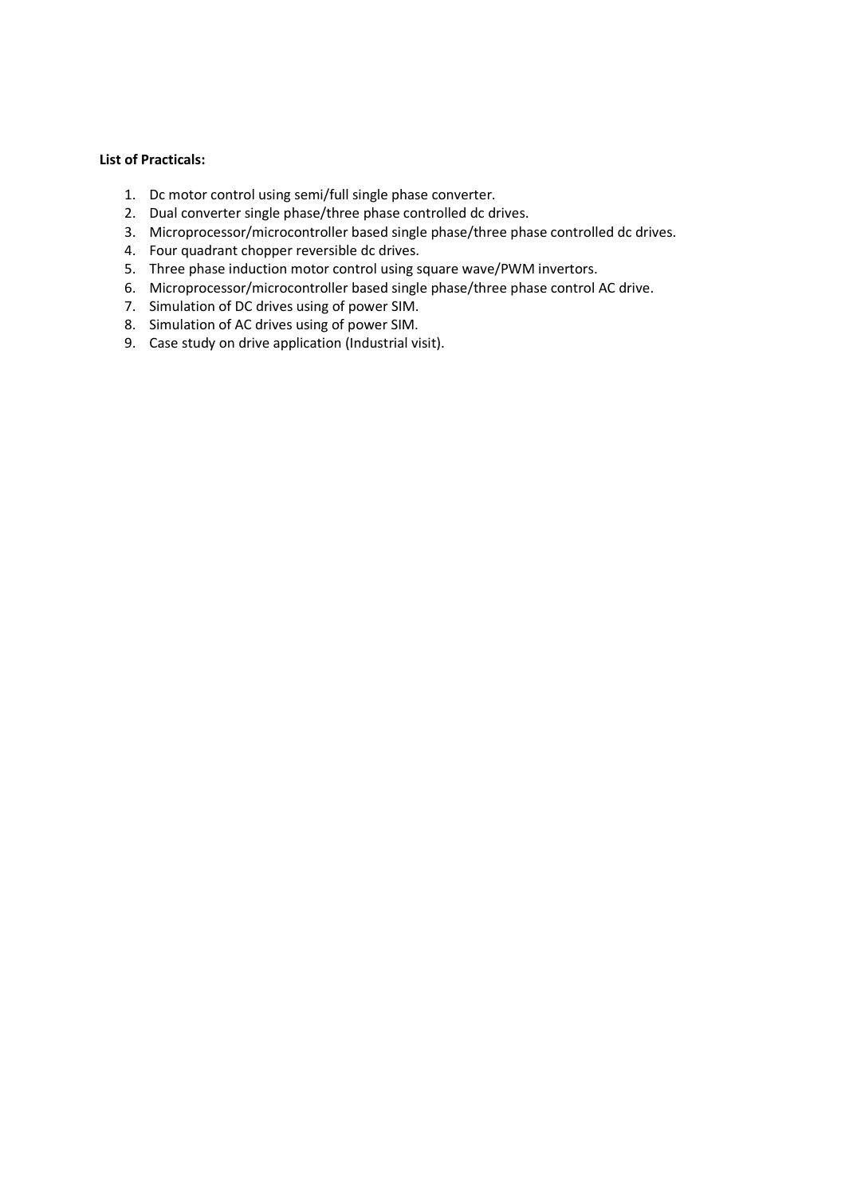**List of Practicals:**

1. Dc motor control using semi/full single phase converter.
2. Dual converter single phase/three phase controlled dc drives.
3. Microprocessor/microcontroller based single phase/three phase controlled dc drives.
4. Four quadrant chopper reversible dc drives.
5. Three phase induction motor control using square wave/PWM invertors.
6. Microprocessor/microcontroller based single phase/three phase control AC drive.
7. Simulation of DC drives using of power SIM.
8. Simulation of AC drives using of power SIM.
9. Case study on drive application (Industrial visit).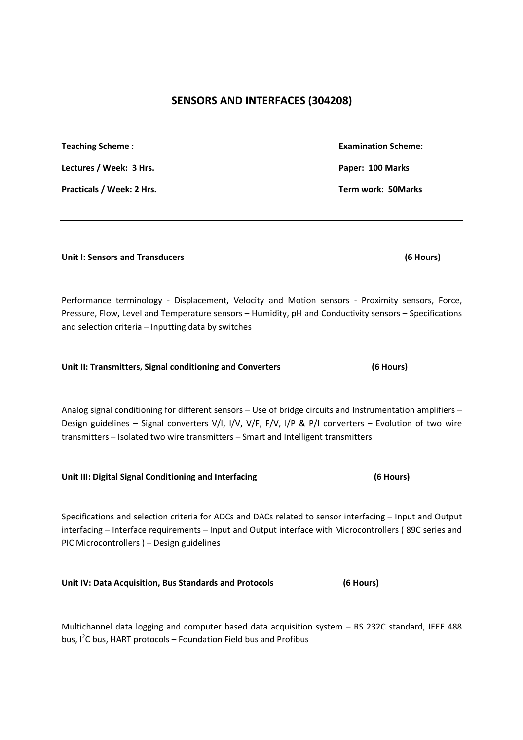## SENSORS AND INTERFACES (304208)

| **Teaching Scheme :** | **Examination Scheme:** |
|---|---|
| **Lectures / Week: 3 Hrs.** | **Paper: 100 Marks** |
| **Practicals / Week: 2 Hrs.** | **Term work: 50Marks** |

---

**Unit I: Sensors and Transducers (6 Hours)**

Performance terminology - Displacement, Velocity and Motion sensors - Proximity sensors, Force, Pressure, Flow, Level and Temperature sensors – Humidity, pH and Conductivity sensors – Specifications and selection criteria – Inputting data by switches

**Unit II: Transmitters, Signal conditioning and Converters (6 Hours)**

Analog signal conditioning for different sensors – Use of bridge circuits and Instrumentation amplifiers – Design guidelines – Signal converters V/I, I/V, V/F, F/V, I/P & P/I converters – Evolution of two wire transmitters – Isolated two wire transmitters – Smart and Intelligent transmitters

**Unit III: Digital Signal Conditioning and Interfacing (6 Hours)**

Specifications and selection criteria for ADCs and DACs related to sensor interfacing – Input and Output interfacing – Interface requirements – Input and Output interface with Microcontrollers ( 89C series and PIC Microcontrollers ) – Design guidelines

**Unit IV: Data Acquisition, Bus Standards and Protocols (6 Hours)**

Multichannel data logging and computer based data acquisition system – RS 232C standard, IEEE 488 bus, $I^2C$ bus, HART protocols – Foundation Field bus and Profibus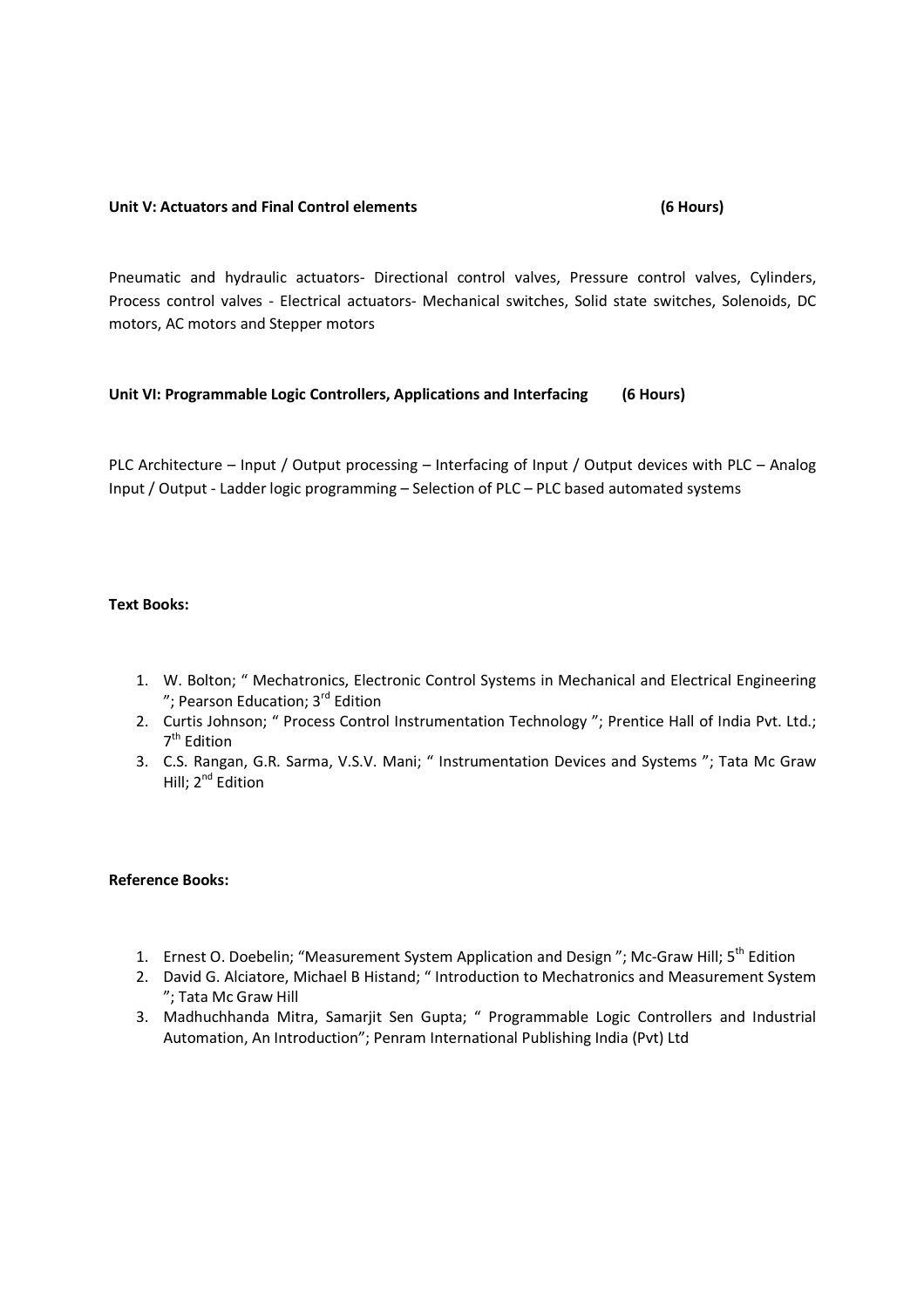**Unit V: Actuators and Final Control elements (6 Hours)**

Pneumatic and hydraulic actuators- Directional control valves, Pressure control valves, Cylinders, Process control valves - Electrical actuators- Mechanical switches, Solid state switches, Solenoids, DC motors, AC motors and Stepper motors

**Unit VI: Programmable Logic Controllers, Applications and Interfacing (6 Hours)**

PLC Architecture – Input / Output processing – Interfacing of Input / Output devices with PLC – Analog Input / Output - Ladder logic programming – Selection of PLC – PLC based automated systems

**Text Books:**

1. W. Bolton; " Mechatronics, Electronic Control Systems in Mechanical and Electrical Engineering "; Pearson Education; 3rd Edition
2. Curtis Johnson; " Process Control Instrumentation Technology "; Prentice Hall of India Pvt. Ltd.; 7th Edition
3. C.S. Rangan, G.R. Sarma, V.S.V. Mani; " Instrumentation Devices and Systems "; Tata Mc Graw Hill; 2nd Edition

**Reference Books:**

1. Ernest O. Doebelin; "Measurement System Application and Design "; Mc-Graw Hill; 5th Edition
2. David G. Alciatore, Michael B Histand; " Introduction to Mechatronics and Measurement System "; Tata Mc Graw Hill
3. Madhuchhanda Mitra, Samarjit Sen Gupta; " Programmable Logic Controllers and Industrial Automation, An Introduction"; Penram International Publishing India (Pvt) Ltd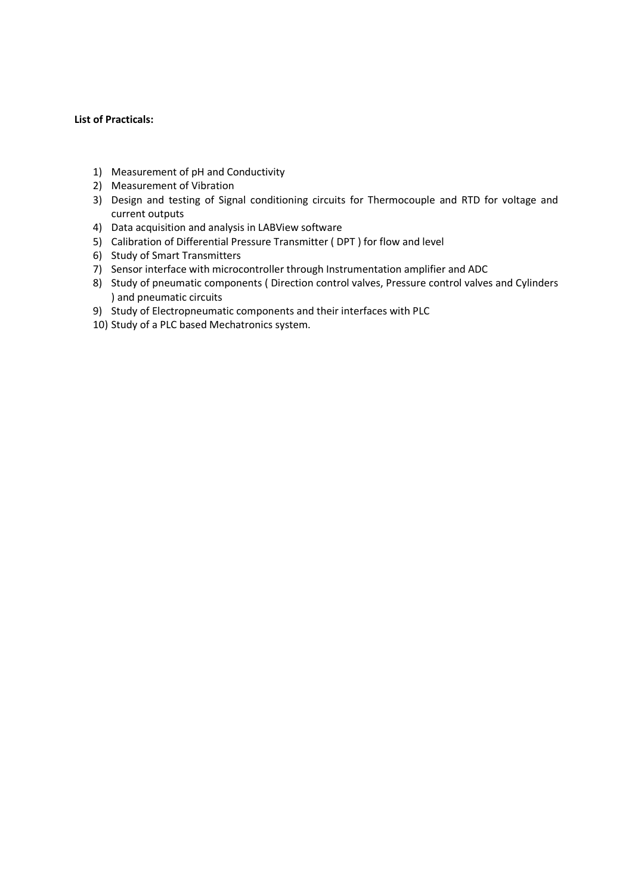**List of Practicals:**

1) Measurement of pH and Conductivity
2) Measurement of Vibration
3) Design and testing of Signal conditioning circuits for Thermocouple and RTD for voltage and current outputs
4) Data acquisition and analysis in LABView software
5) Calibration of Differential Pressure Transmitter ( DPT ) for flow and level
6) Study of Smart Transmitters
7) Sensor interface with microcontroller through Instrumentation amplifier and ADC
8) Study of pneumatic components ( Direction control valves, Pressure control valves and Cylinders ) and pneumatic circuits
9) Study of Electropneumatic components and their interfaces with PLC
10) Study of a PLC based Mechatronics system.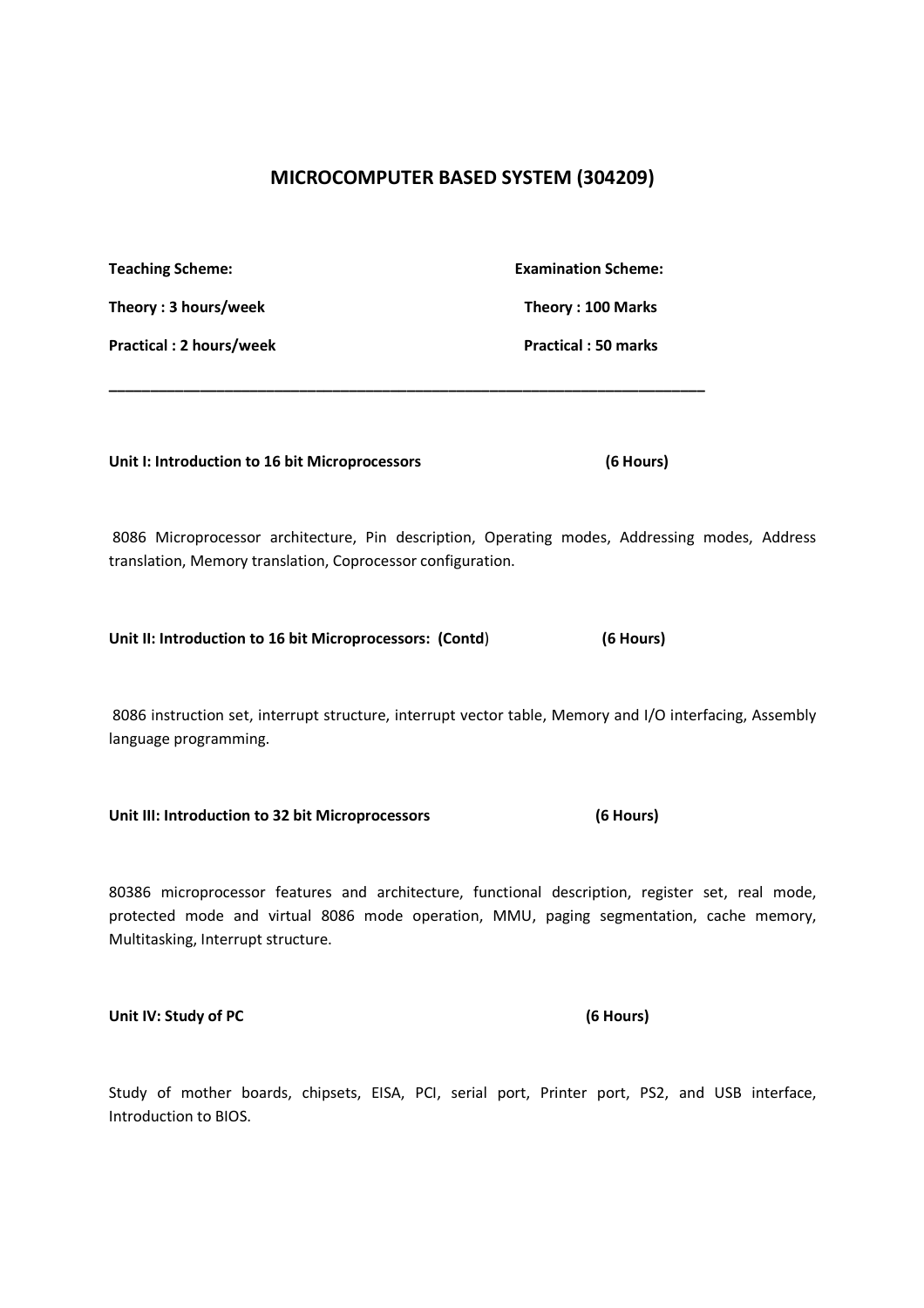# MICROCOMPUTER BASED SYSTEM (304209)

| Teaching Scheme: | Examination Scheme: |
|---|---|
| Theory : 3 hours/week | Theory : 100 Marks |
| Practical : 2 hours/week | Practical : 50 marks |

---

**Unit I: Introduction to 16 bit Microprocessors (6 Hours)**

8086 Microprocessor architecture, Pin description, Operating modes, Addressing modes, Address translation, Memory translation, Coprocessor configuration.

**Unit II: Introduction to 16 bit Microprocessors: (Contd) (6 Hours)**

8086 instruction set, interrupt structure, interrupt vector table, Memory and I/O interfacing, Assembly language programming.

**Unit III: Introduction to 32 bit Microprocessors (6 Hours)**

80386 microprocessor features and architecture, functional description, register set, real mode, protected mode and virtual 8086 mode operation, MMU, paging segmentation, cache memory, Multitasking, Interrupt structure.

**Unit IV: Study of PC (6 Hours)**

Study of mother boards, chipsets, EISA, PCI, serial port, Printer port, PS2, and USB interface, Introduction to BIOS.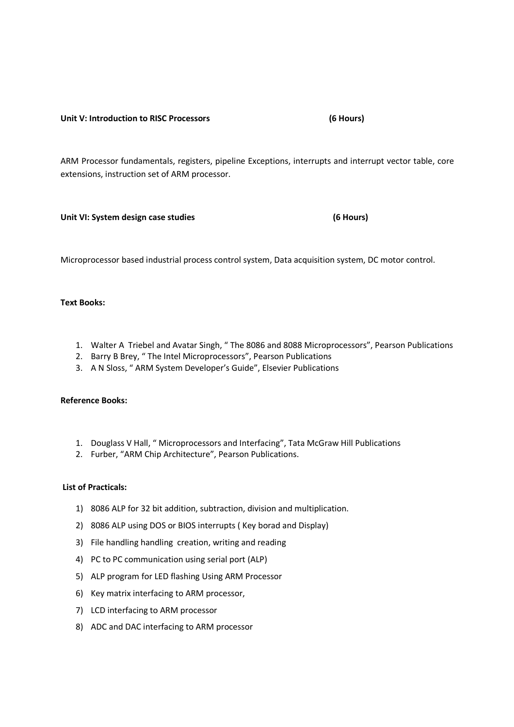**Unit V: Introduction to RISC Processors (6 Hours)**

ARM Processor fundamentals, registers, pipeline Exceptions, interrupts and interrupt vector table, core extensions, instruction set of ARM processor.

**Unit VI: System design case studies (6 Hours)**

Microprocessor based industrial process control system, Data acquisition system, DC motor control.

**Text Books:**

1. Walter A Triebel and Avatar Singh, " The 8086 and 8088 Microprocessors", Pearson Publications
2. Barry B Brey, " The Intel Microprocessors", Pearson Publications
3. A N Sloss, " ARM System Developer's Guide", Elsevier Publications

**Reference Books:**

1. Douglass V Hall, " Microprocessors and Interfacing", Tata McGraw Hill Publications
2. Furber, "ARM Chip Architecture", Pearson Publications.

**List of Practicals:**

1) 8086 ALP for 32 bit addition, subtraction, division and multiplication.
2) 8086 ALP using DOS or BIOS interrupts ( Key borad and Display)
3) File handling handling creation, writing and reading
4) PC to PC communication using serial port (ALP)
5) ALP program for LED flashing Using ARM Processor
6) Key matrix interfacing to ARM processor,
7) LCD interfacing to ARM processor
8) ADC and DAC interfacing to ARM processor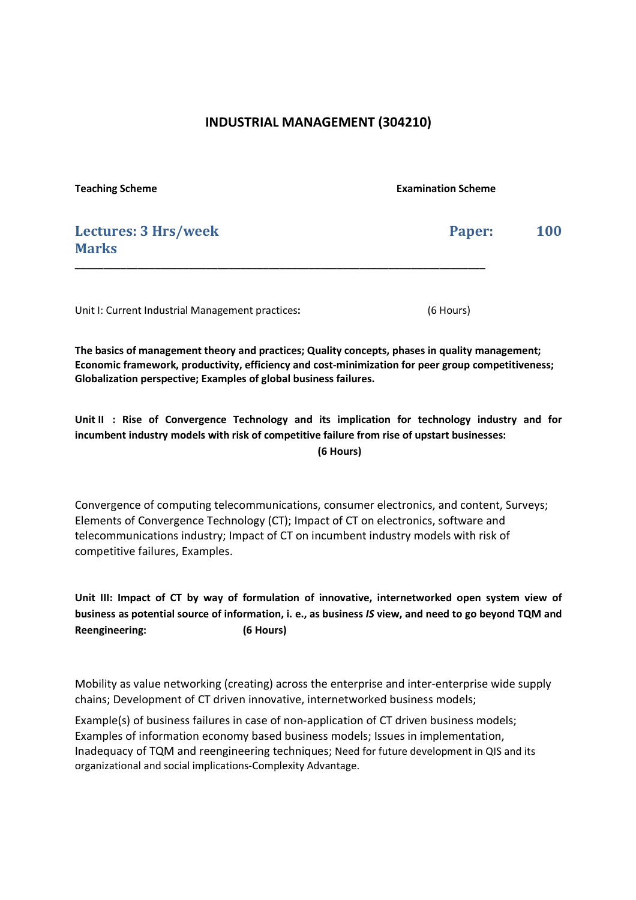# INDUSTRIAL MANAGEMENT (304210)

| **Teaching Scheme** | **Examination Scheme** |
| --- | --- |
| **Lectures: 3 Hrs/week** | **Paper: 100 Marks** |

---

Unit I: Current Industrial Management practices**:** (6 Hours)

**The basics of management theory and practices; Quality concepts, phases in quality management; Economic framework, productivity, efficiency and cost-minimization for peer group competitiveness; Globalization perspective; Examples of global business failures.**

**Unit II : Rise of Convergence Technology and its implication for technology industry and for incumbent industry models with risk of competitive failure from rise of upstart businesses: (6 Hours)**

Convergence of computing telecommunications, consumer electronics, and content, Surveys; Elements of Convergence Technology (CT); Impact of CT on electronics, software and telecommunications industry; Impact of CT on incumbent industry models with risk of competitive failures, Examples.

**Unit III: Impact of CT by way of formulation of innovative, internetworked open system view of business as potential source of information, i. e., as business *IS* view, and need to go beyond TQM and Reengineering: (6 Hours)**

Mobility as value networking (creating) across the enterprise and inter-enterprise wide supply chains; Development of CT driven innovative, internetworked business models;

Example(s) of business failures in case of non-application of CT driven business models; Examples of information economy based business models; Issues in implementation, Inadequacy of TQM and reengineering techniques; Need for future development in QIS and its organizational and social implications-Complexity Advantage.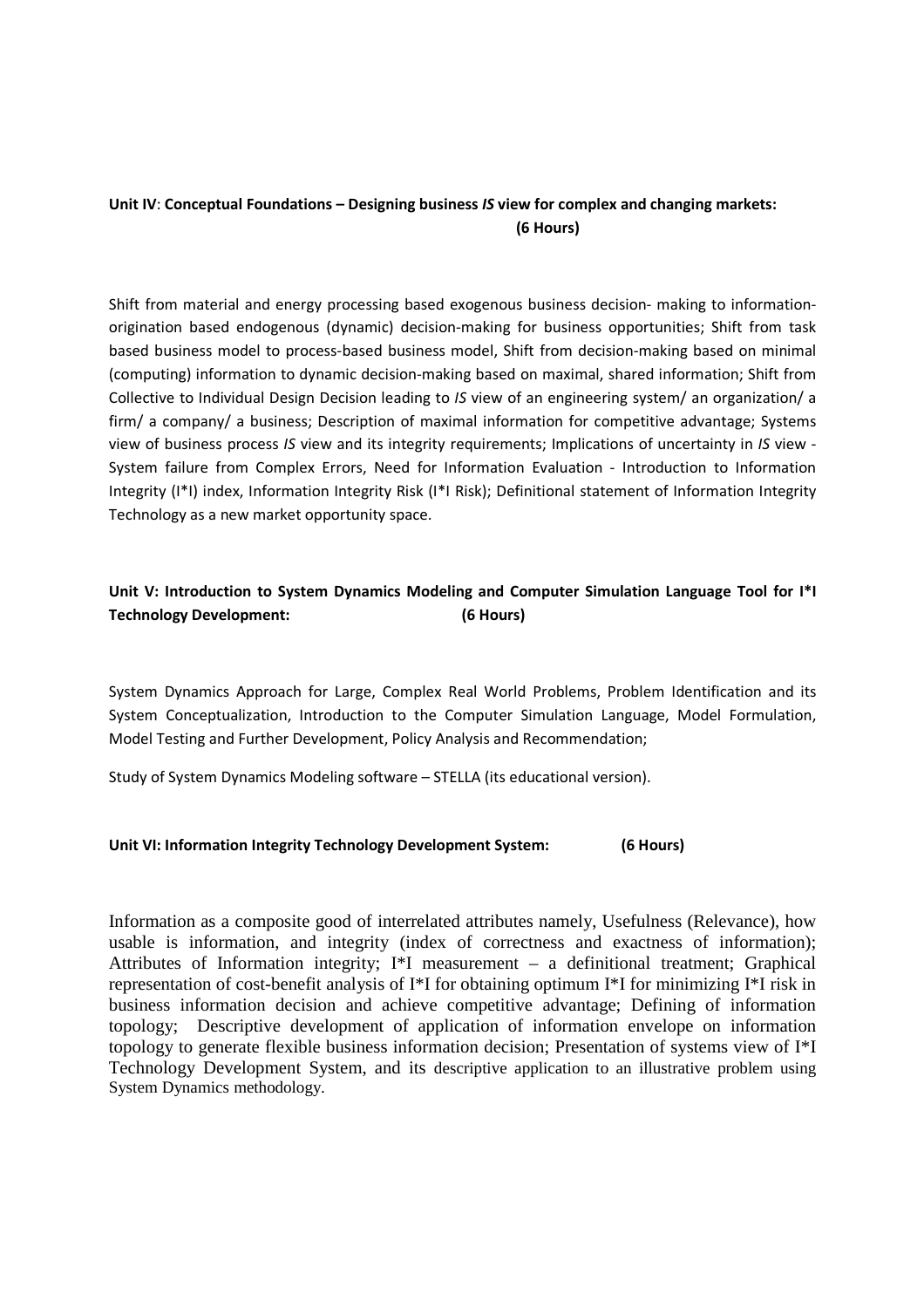**Unit IV**: **Conceptual Foundations – Designing business *IS* view for complex and changing markets: (6 Hours)**

Shift from material and energy processing based exogenous business decision- making to information-origination based endogenous (dynamic) decision-making for business opportunities; Shift from task based business model to process-based business model, Shift from decision-making based on minimal (computing) information to dynamic decision-making based on maximal, shared information; Shift from Collective to Individual Design Decision leading to *IS* view of an engineering system/ an organization/ a firm/ a company/ a business; Description of maximal information for competitive advantage; Systems view of business process *IS* view and its integrity requirements; Implications of uncertainty in *IS* view - System failure from Complex Errors, Need for Information Evaluation - Introduction to Information Integrity (I*I) index, Information Integrity Risk (I*I Risk); Definitional statement of Information Integrity Technology as a new market opportunity space.

**Unit V: Introduction to System Dynamics Modeling and Computer Simulation Language Tool for I*I Technology Development: (6 Hours)**

System Dynamics Approach for Large, Complex Real World Problems, Problem Identification and its System Conceptualization, Introduction to the Computer Simulation Language, Model Formulation, Model Testing and Further Development, Policy Analysis and Recommendation;

Study of System Dynamics Modeling software – STELLA (its educational version).

**Unit VI: Information Integrity Technology Development System: (6 Hours)**

Information as a composite good of interrelated attributes namely, Usefulness (Relevance), how usable is information, and integrity (index of correctness and exactness of information); Attributes of Information integrity; I*I measurement – a definitional treatment; Graphical representation of cost-benefit analysis of I*I for obtaining optimum I*I for minimizing I*I risk in business information decision and achieve competitive advantage; Defining of information topology; Descriptive development of application of information envelope on information topology to generate flexible business information decision; Presentation of systems view of I*I Technology Development System, and its descriptive application to an illustrative problem using System Dynamics methodology.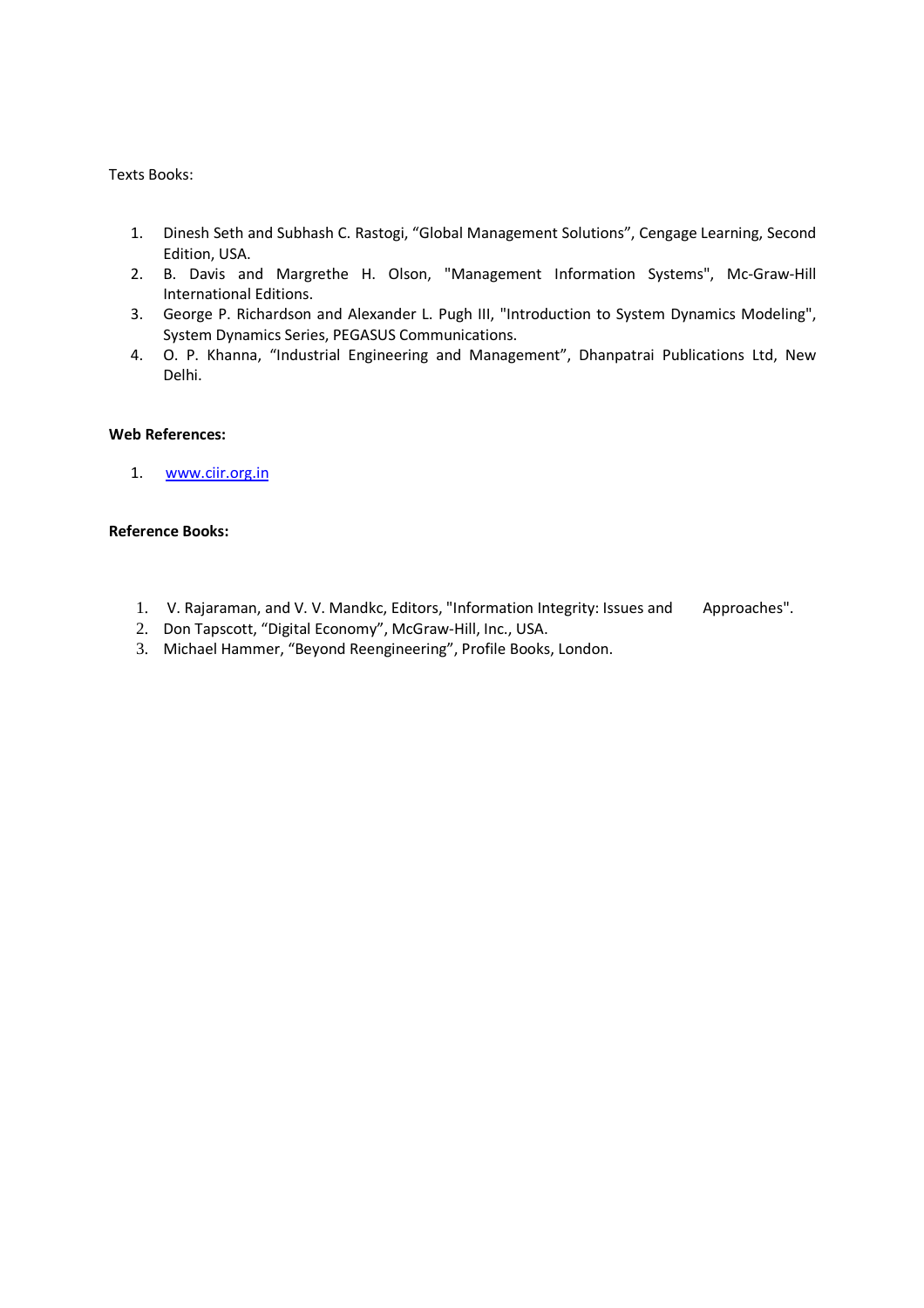Texts Books:

1. Dinesh Seth and Subhash C. Rastogi, “Global Management Solutions”, Cengage Learning, Second Edition, USA.
2. B. Davis and Margrethe H. Olson, "Management Information Systems", Mc-Graw-Hill International Editions.
3. George P. Richardson and Alexander L. Pugh III, "Introduction to System Dynamics Modeling", System Dynamics Series, PEGASUS Communications.
4. O. P. Khanna, “Industrial Engineering and Management”, Dhanpatrai Publications Ltd, New Delhi.

**Web References:**

1. [www.ciir.org.in](www.ciir.org.in)

**Reference Books:**

1. V. Rajaraman, and V. V. Mandkc, Editors, "Information Integrity: Issues and Approaches".
2. Don Tapscott, “Digital Economy”, McGraw-Hill, Inc., USA.
3. Michael Hammer, “Beyond Reengineering”, Profile Books, London.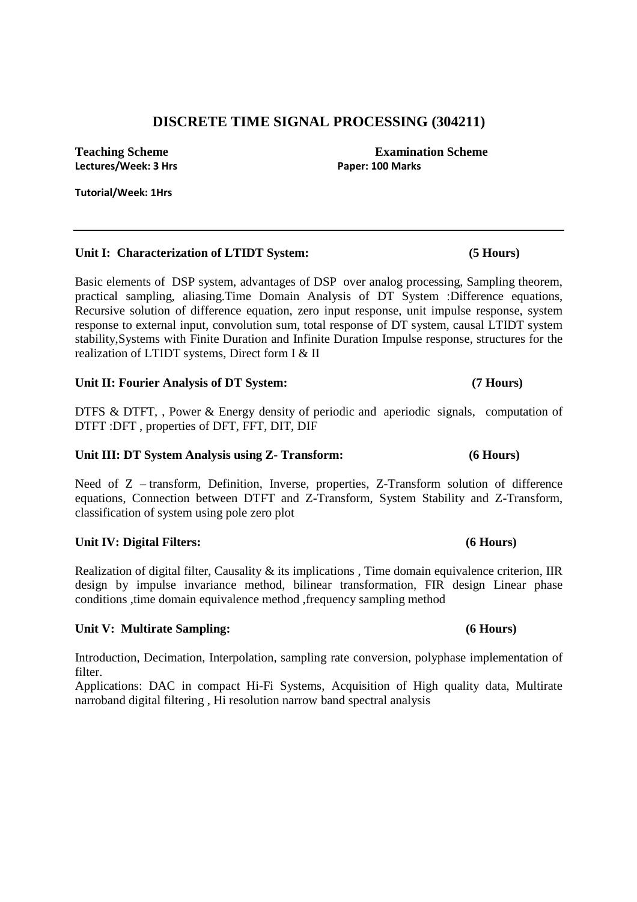# DISCRETE TIME SIGNAL PROCESSING (304211)

**Teaching Scheme**
**Lectures/Week: 3 Hrs**
**Tutorial/Week: 1Hrs**

**Examination Scheme**
**Paper: 100 Marks**

---

**Unit I: Characterization of LTIDT System: (5 Hours)**

Basic elements of DSP system, advantages of DSP over analog processing, Sampling theorem, practical sampling, aliasing.Time Domain Analysis of DT System :Difference equations, Recursive solution of difference equation, zero input response, unit impulse response, system response to external input, convolution sum, total response of DT system, causal LTIDT system stability,Systems with Finite Duration and Infinite Duration Impulse response, structures for the realization of LTIDT systems, Direct form I & II

**Unit II: Fourier Analysis of DT System: (7 Hours)**

DTFS & DTFT, , Power & Energy density of periodic and aperiodic signals, computation of DTFT :DFT , properties of DFT, FFT, DIT, DIF

**Unit III: DT System Analysis using Z- Transform: (6 Hours)**

Need of Z – transform, Definition, Inverse, properties, Z-Transform solution of difference equations, Connection between DTFT and Z-Transform, System Stability and Z-Transform, classification of system using pole zero plot

**Unit IV: Digital Filters: (6 Hours)**

Realization of digital filter, Causality & its implications , Time domain equivalence criterion, IIR design by impulse invariance method, bilinear transformation, FIR design Linear phase conditions ,time domain equivalence method ,frequency sampling method

**Unit V: Multirate Sampling: (6 Hours)**

Introduction, Decimation, Interpolation, sampling rate conversion, polyphase implementation of filter.

Applications: DAC in compact Hi-Fi Systems, Acquisition of High quality data, Multirate narroband digital filtering , Hi resolution narrow band spectral analysis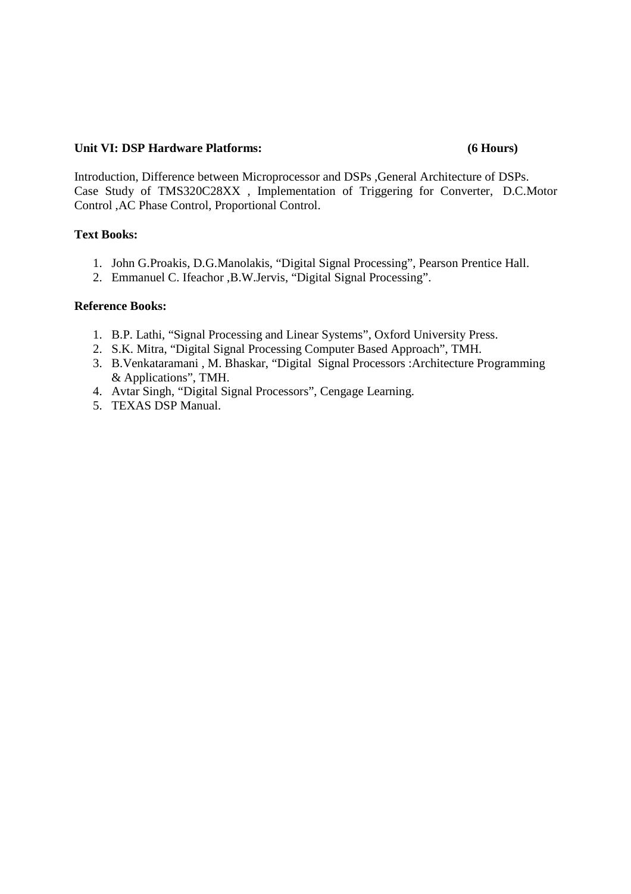**Unit VI: DSP Hardware Platforms: (6 Hours)**

Introduction, Difference between Microprocessor and DSPs ,General Architecture of DSPs.
Case Study of TMS320C28XX , Implementation of Triggering for Converter, D.C.Motor Control ,AC Phase Control, Proportional Control.

**Text Books:**

1. John G.Proakis, D.G.Manolakis, "Digital Signal Processing", Pearson Prentice Hall.
2. Emmanuel C. Ifeachor ,B.W.Jervis, "Digital Signal Processing".

**Reference Books:**

1. B.P. Lathi, "Signal Processing and Linear Systems", Oxford University Press.
2. S.K. Mitra, "Digital Signal Processing Computer Based Approach", TMH.
3. B.Venkataramani , M. Bhaskar, "Digital Signal Processors :Architecture Programming & Applications", TMH.
4. Avtar Singh, "Digital Signal Processors", Cengage Learning.
5. TEXAS DSP Manual.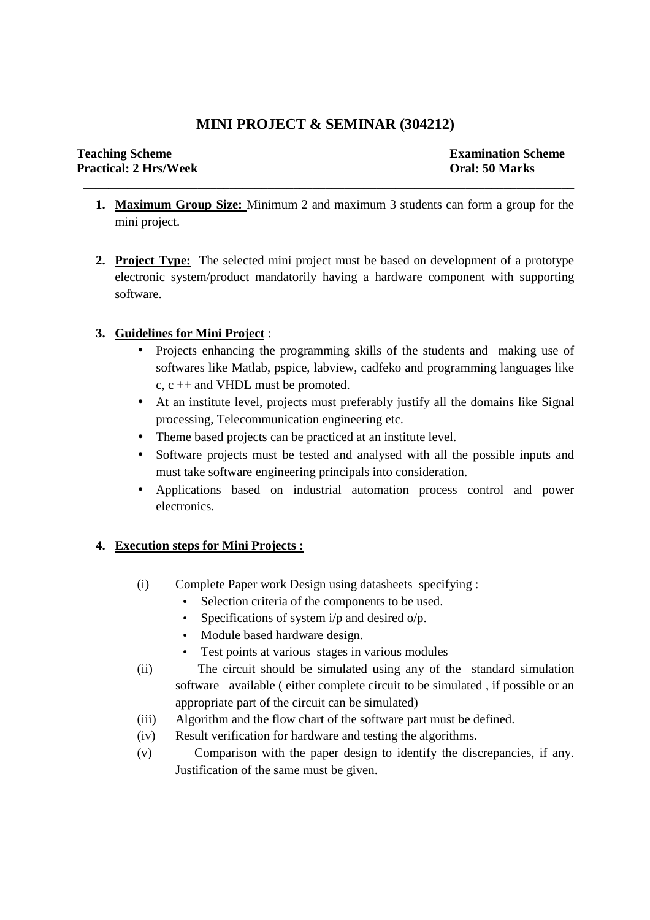# MINI PROJECT & SEMINAR (304212)

| **Teaching Scheme** | **Examination Scheme** |
|---|---|
| **Practical: 2 Hrs/Week** | **Oral: 50 Marks** |

1. **Maximum Group Size:** Minimum 2 and maximum 3 students can form a group for the mini project.

2. **Project Type:** The selected mini project must be based on development of a prototype electronic system/product mandatorily having a hardware component with supporting software.

3. **Guidelines for Mini Project** :
   - Projects enhancing the programming skills of the students and making use of softwares like Matlab, pspice, labview, cadfeko and programming languages like c, c ++ and VHDL must be promoted.
   - At an institute level, projects must preferably justify all the domains like Signal processing, Telecommunication engineering etc.
   - Theme based projects can be practiced at an institute level.
   - Software projects must be tested and analysed with all the possible inputs and must take software engineering principals into consideration.
   - Applications based on industrial automation process control and power electronics.

4. **Execution steps for Mini Projects :**

   (i) Complete Paper work Design using datasheets specifying :
   - Selection criteria of the components to be used.
   - Specifications of system i/p and desired o/p.
   - Module based hardware design.
   - Test points at various stages in various modules

   (ii) The circuit should be simulated using any of the standard simulation software available ( either complete circuit to be simulated , if possible or an appropriate part of the circuit can be simulated)

   (iii) Algorithm and the flow chart of the software part must be defined.

   (iv) Result verification for hardware and testing the algorithms.

   (v) Comparison with the paper design to identify the discrepancies, if any. Justification of the same must be given.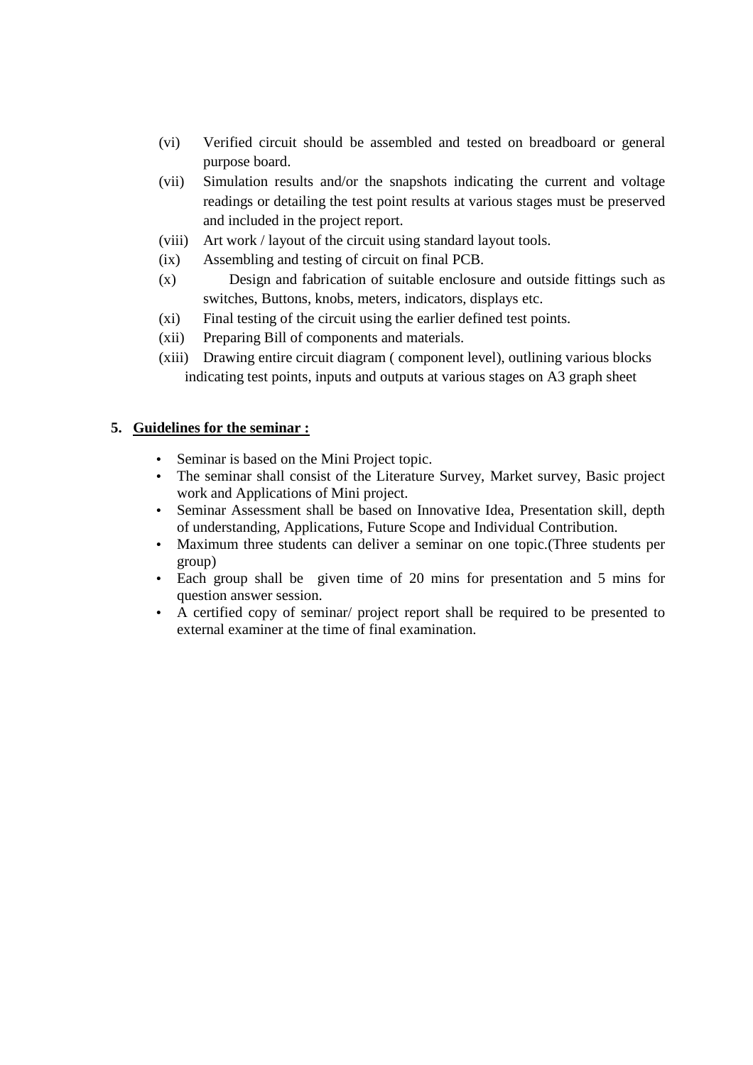(vi) Verified circuit should be assembled and tested on breadboard or general purpose board.

(vii) Simulation results and/or the snapshots indicating the current and voltage readings or detailing the test point results at various stages must be preserved and included in the project report.

(viii) Art work / layout of the circuit using standard layout tools.

(ix) Assembling and testing of circuit on final PCB.

(x) Design and fabrication of suitable enclosure and outside fittings such as switches, Buttons, knobs, meters, indicators, displays etc.

(xi) Final testing of the circuit using the earlier defined test points.

(xii) Preparing Bill of components and materials.

(xiii) Drawing entire circuit diagram ( component level), outlining various blocks indicating test points, inputs and outputs at various stages on A3 graph sheet

## 5. Guidelines for the seminar :

- Seminar is based on the Mini Project topic.
- The seminar shall consist of the Literature Survey, Market survey, Basic project work and Applications of Mini project.
- Seminar Assessment shall be based on Innovative Idea, Presentation skill, depth of understanding, Applications, Future Scope and Individual Contribution.
- Maximum three students can deliver a seminar on one topic.(Three students per group)
- Each group shall be given time of 20 mins for presentation and 5 mins for question answer session.
- A certified copy of seminar/ project report shall be required to be presented to external examiner at the time of final examination.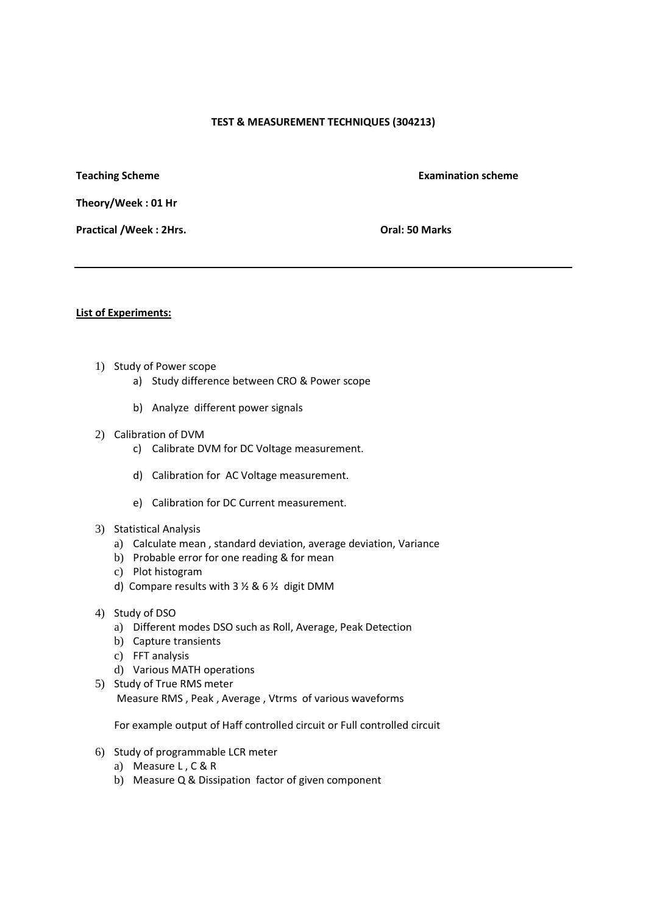**TEST & MEASUREMENT TECHNIQUES (304213)**

**Teaching Scheme** | **Examination scheme**

**Theory/Week : 01 Hr**

**Practical /Week : 2Hrs.** | **Oral: 50 Marks**

---

**List of Experiments:**

1) Study of Power scope
   a) Study difference between CRO & Power scope
   b) Analyze different power signals

2) Calibration of DVM
   c) Calibrate DVM for DC Voltage measurement.
   d) Calibration for AC Voltage measurement.
   e) Calibration for DC Current measurement.

3) Statistical Analysis
   a) Calculate mean , standard deviation, average deviation, Variance
   b) Probable error for one reading & for mean
   c) Plot histogram
   d) Compare results with 3 ½ & 6 ½ digit DMM

4) Study of DSO
   a) Different modes DSO such as Roll, Average, Peak Detection
   b) Capture transients
   c) FFT analysis
   d) Various MATH operations

5) Study of True RMS meter
   Measure RMS , Peak , Average , Vtrms of various waveforms

   For example output of Haff controlled circuit or Full controlled circuit

6) Study of programmable LCR meter
   a) Measure L , C & R
   b) Measure Q & Dissipation factor of given component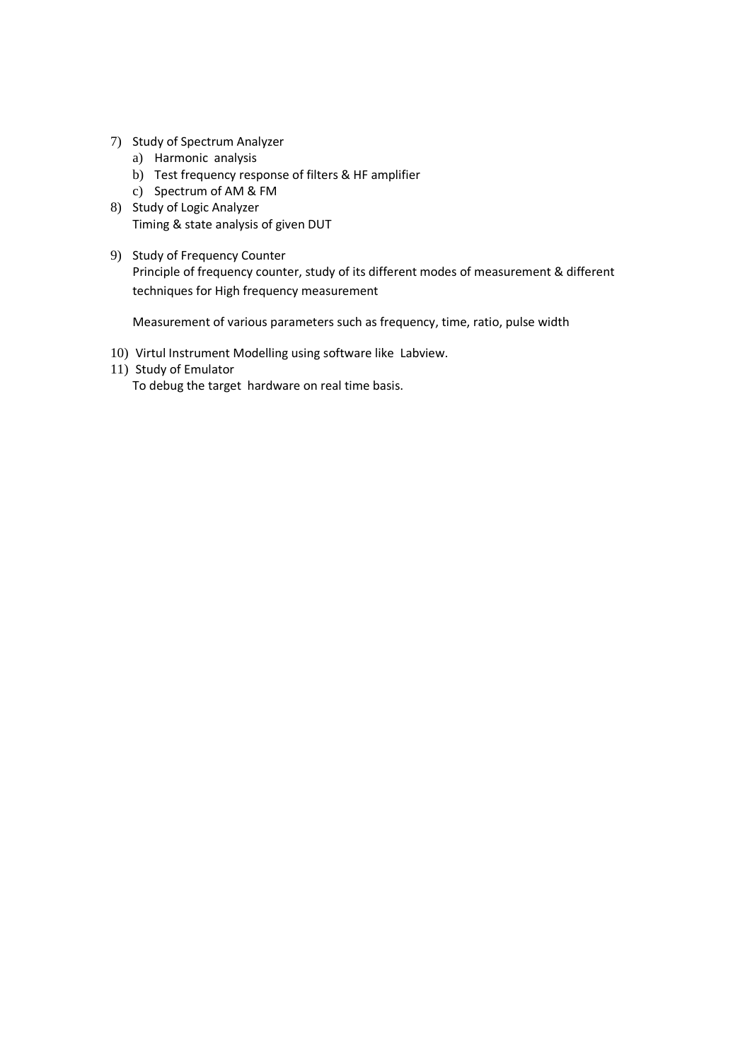7) Study of Spectrum Analyzer
    a) Harmonic analysis
    b) Test frequency response of filters & HF amplifier
    c) Spectrum of AM & FM
8) Study of Logic Analyzer
    Timing & state analysis of given DUT

9) Study of Frequency Counter
    Principle of frequency counter, study of its different modes of measurement & different techniques for High frequency measurement

    Measurement of various parameters such as frequency, time, ratio, pulse width

10) Virtul Instrument Modelling using software like Labview.
11) Study of Emulator
    To debug the target hardware on real time basis.